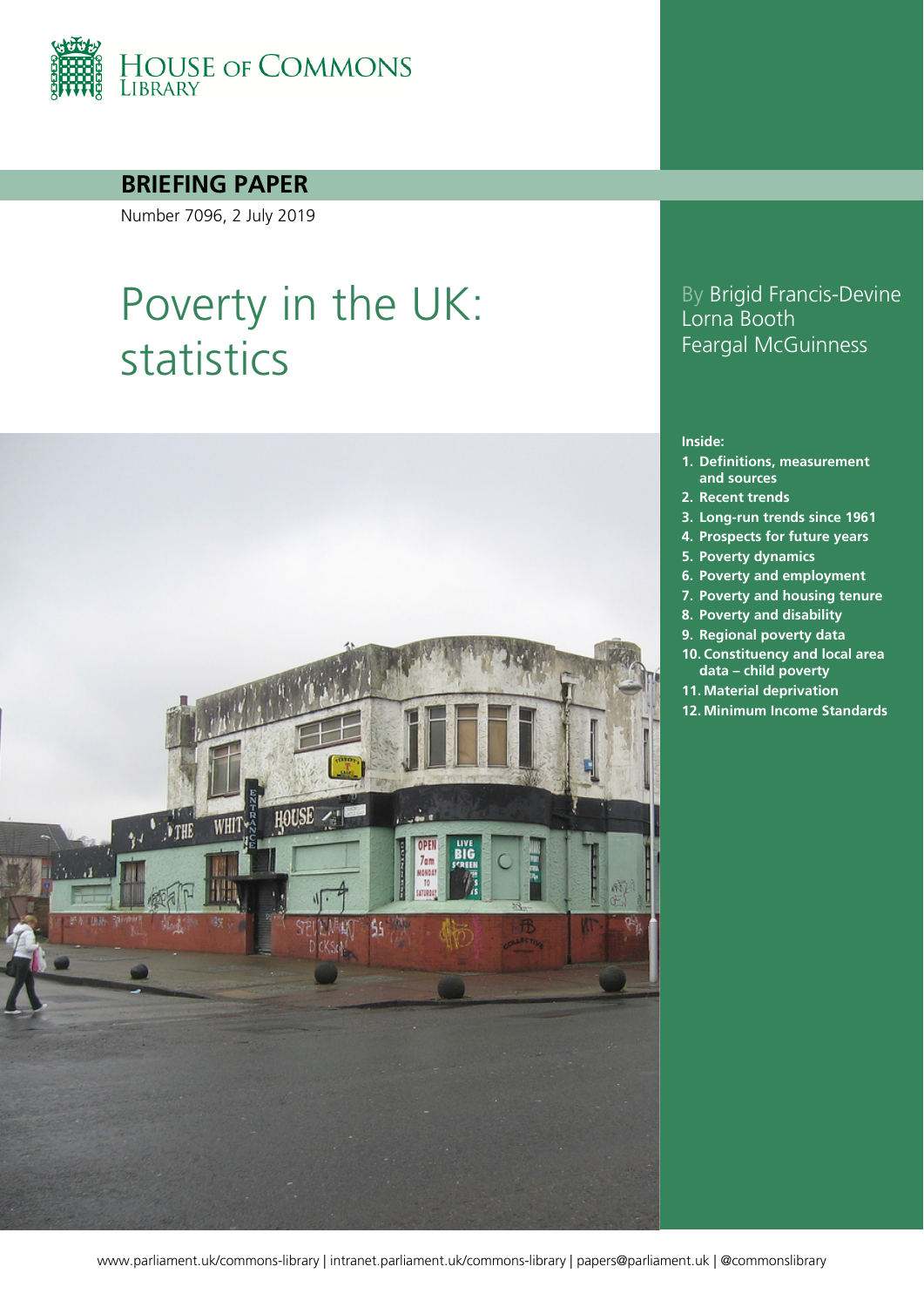HOUSE OF COMMONS LIBRARY

**BRIEFING PAPER**

Number 7096, 2 July 2019

# Poverty in the UK: statistics

By Brigid Francis-Devine
Lorna Booth
Feargal McGuinness

**Inside:**

1. Definitions, measurement and sources
2. Recent trends
3. Long-run trends since 1961
4. Prospects for future years
5. Poverty dynamics
6. Poverty and employment
7. Poverty and housing tenure
8. Poverty and disability
9. Regional poverty data
10. Constituency and local area data – child poverty
11. Material deprivation
12. Minimum Income Standards

www.parliament.uk/commons-library | intranet.parliament.uk/commons-library | papers@parliament.uk | @commonslibrary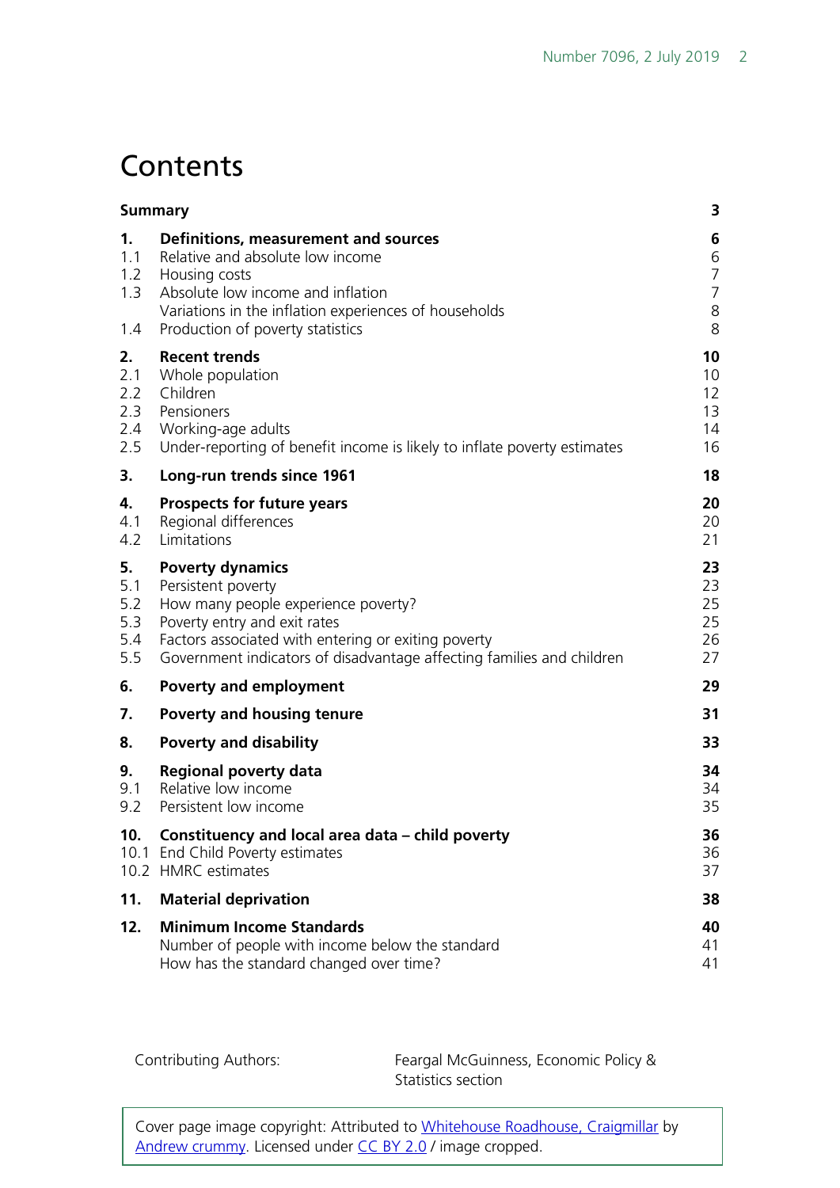# Contents

| | | |
|---|---|---|
| **Summary** | | **3** |
| **1.** | **Definitions, measurement and sources** | **6** |
| 1.1 | Relative and absolute low income | 6 |
| 1.2 | Housing costs | 7 |
| 1.3 | Absolute low income and inflation | 7 |
| | Variations in the inflation experiences of households | 8 |
| 1.4 | Production of poverty statistics | 8 |
| **2.** | **Recent trends** | **10** |
| 2.1 | Whole population | 10 |
| 2.2 | Children | 12 |
| 2.3 | Pensioners | 13 |
| 2.4 | Working-age adults | 14 |
| 2.5 | Under-reporting of benefit income is likely to inflate poverty estimates | 16 |
| **3.** | **Long-run trends since 1961** | **18** |
| **4.** | **Prospects for future years** | **20** |
| 4.1 | Regional differences | 20 |
| 4.2 | Limitations | 21 |
| **5.** | **Poverty dynamics** | **23** |
| 5.1 | Persistent poverty | 23 |
| 5.2 | How many people experience poverty? | 25 |
| 5.3 | Poverty entry and exit rates | 25 |
| 5.4 | Factors associated with entering or exiting poverty | 26 |
| 5.5 | Government indicators of disadvantage affecting families and children | 27 |
| **6.** | **Poverty and employment** | **29** |
| **7.** | **Poverty and housing tenure** | **31** |
| **8.** | **Poverty and disability** | **33** |
| **9.** | **Regional poverty data** | **34** |
| 9.1 | Relative low income | 34 |
| 9.2 | Persistent low income | 35 |
| **10.** | **Constituency and local area data – child poverty** | **36** |
| 10.1 | End Child Poverty estimates | 36 |
| 10.2 | HMRC estimates | 37 |
| **11.** | **Material deprivation** | **38** |
| **12.** | **Minimum Income Standards** | **40** |
| | Number of people with income below the standard | 41 |
| | How has the standard changed over time? | 41 |

Contributing Authors: Feargal McGuinness, Economic Policy & Statistics section

Cover page image copyright: Attributed to Whitehouse Roadhouse, Craigmillar by Andrew crummy. Licensed under CC BY 2.0 / image cropped.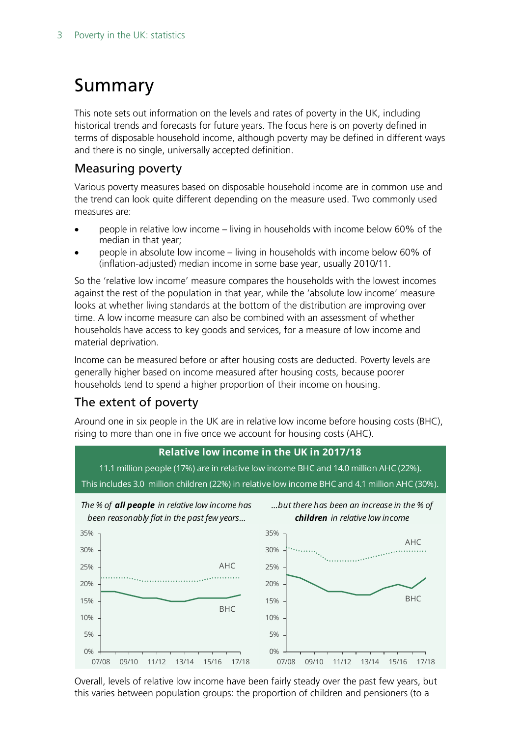# Summary

This note sets out information on the levels and rates of poverty in the UK, including historical trends and forecasts for future years. The focus here is on poverty defined in terms of disposable household income, although poverty may be defined in different ways and there is no single, universally accepted definition.

## Measuring poverty

Various poverty measures based on disposable household income are in common use and the trend can look quite different depending on the measure used. Two commonly used measures are:

- people in relative low income – living in households with income below 60% of the median in that year;
- people in absolute low income – living in households with income below 60% of (inflation-adjusted) median income in some base year, usually 2010/11.

So the 'relative low income' measure compares the households with the lowest incomes against the rest of the population in that year, while the 'absolute low income' measure looks at whether living standards at the bottom of the distribution are improving over time. A low income measure can also be combined with an assessment of whether households have access to key goods and services, for a measure of low income and material deprivation.

Income can be measured before or after housing costs are deducted. Poverty levels are generally higher based on income measured after housing costs, because poorer households tend to spend a higher proportion of their income on housing.

## The extent of poverty

Around one in six people in the UK are in relative low income before housing costs (BHC), rising to more than one in five once we account for housing costs (AHC).

**Relative low income in the UK in 2017/18**

11.1 million people (17%) are in relative low income BHC and 14.0 million AHC (22%).

This includes 3.0 million children (22%) in relative low income BHC and 4.1 million AHC (30%).

*The % of **all people** in relative low income has been reasonably flat in the past few years...*

*...but there has been an increase in the % of **children** in relative low income*

Overall, levels of relative low income have been fairly steady over the past few years, but this varies between population groups: the proportion of children and pensioners (to a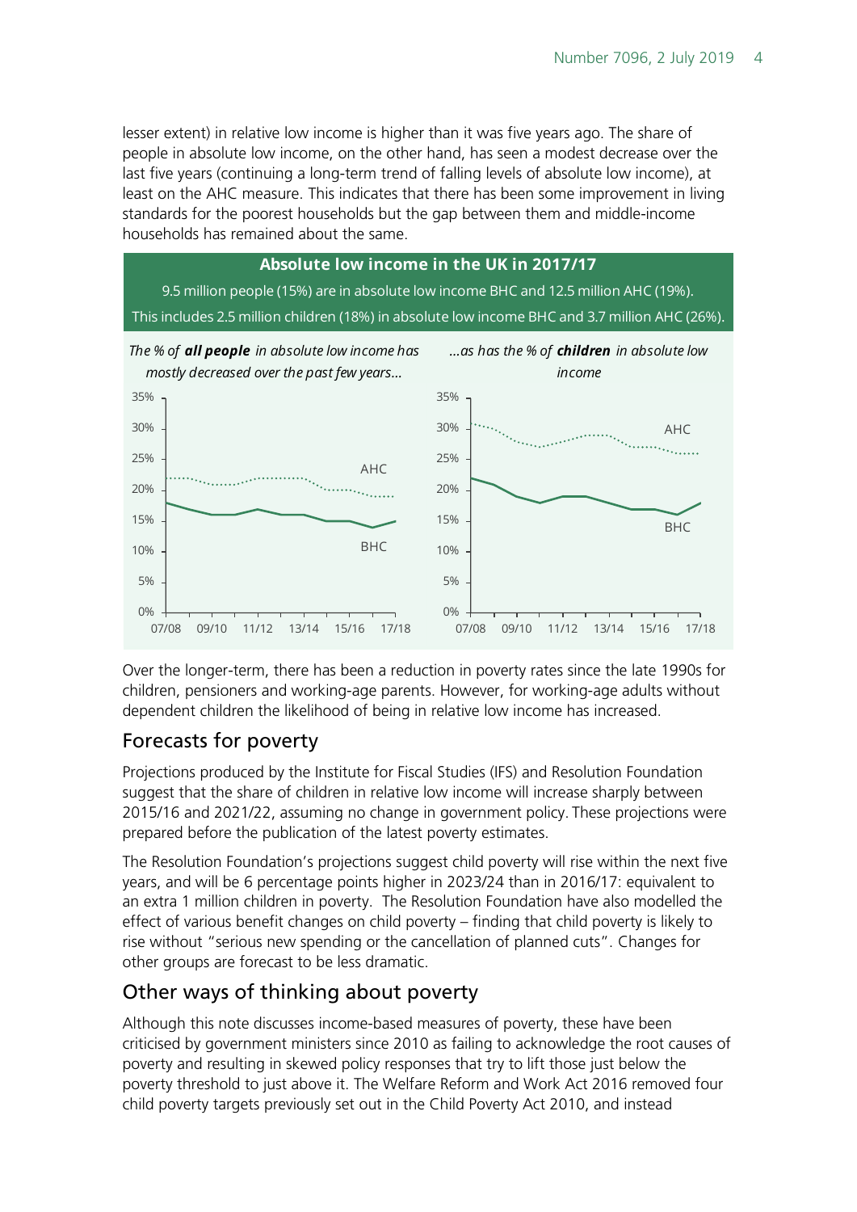lesser extent) in relative low income is higher than it was five years ago. The share of people in absolute low income, on the other hand, has seen a modest decrease over the last five years (continuing a long-term trend of falling levels of absolute low income), at least on the AHC measure. This indicates that there has been some improvement in living standards for the poorest households but the gap between them and middle-income households has remained about the same.

**Absolute low income in the UK in 2017/17**

9.5 million people (15%) are in absolute low income BHC and 12.5 million AHC (19%).

This includes 2.5 million children (18%) in absolute low income BHC and 3.7 million AHC (26%).

*The % of **all people** in absolute low income has mostly decreased over the past few years…*

*…as has the % of **children** in absolute low income*

Over the longer-term, there has been a reduction in poverty rates since the late 1990s for children, pensioners and working-age parents. However, for working-age adults without dependent children the likelihood of being in relative low income has increased.

## Forecasts for poverty

Projections produced by the Institute for Fiscal Studies (IFS) and Resolution Foundation suggest that the share of children in relative low income will increase sharply between 2015/16 and 2021/22, assuming no change in government policy. These projections were prepared before the publication of the latest poverty estimates.

The Resolution Foundation's projections suggest child poverty will rise within the next five years, and will be 6 percentage points higher in 2023/24 than in 2016/17: equivalent to an extra 1 million children in poverty. The Resolution Foundation have also modelled the effect of various benefit changes on child poverty – finding that child poverty is likely to rise without "serious new spending or the cancellation of planned cuts". Changes for other groups are forecast to be less dramatic.

## Other ways of thinking about poverty

Although this note discusses income-based measures of poverty, these have been criticised by government ministers since 2010 as failing to acknowledge the root causes of poverty and resulting in skewed policy responses that try to lift those just below the poverty threshold to just above it. The Welfare Reform and Work Act 2016 removed four child poverty targets previously set out in the Child Poverty Act 2010, and instead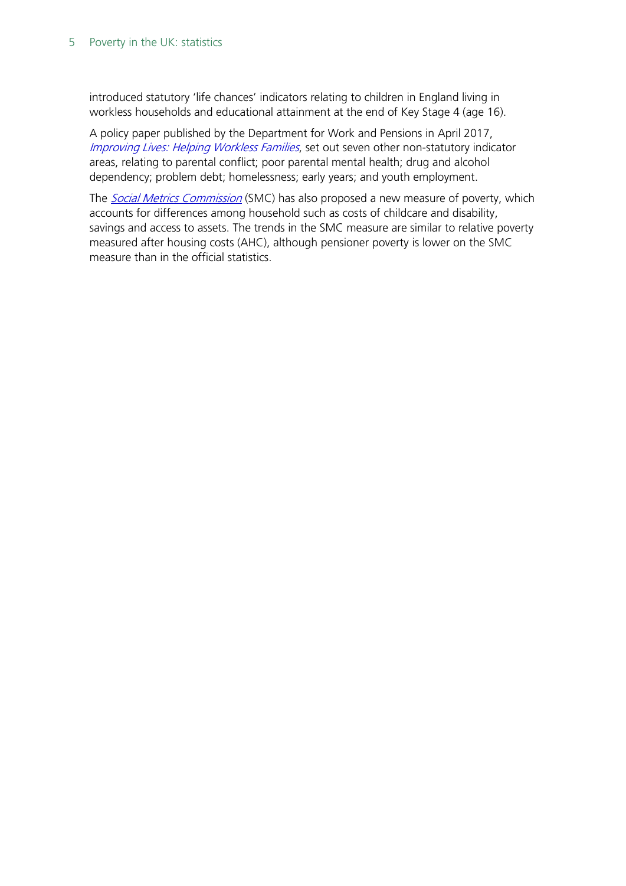introduced statutory 'life chances' indicators relating to children in England living in workless households and educational attainment at the end of Key Stage 4 (age 16).

A policy paper published by the Department for Work and Pensions in April 2017, *Improving Lives: Helping Workless Families*, set out seven other non-statutory indicator areas, relating to parental conflict; poor parental mental health; drug and alcohol dependency; problem debt; homelessness; early years; and youth employment.

The *Social Metrics Commission* (SMC) has also proposed a new measure of poverty, which accounts for differences among household such as costs of childcare and disability, savings and access to assets. The trends in the SMC measure are similar to relative poverty measured after housing costs (AHC), although pensioner poverty is lower on the SMC measure than in the official statistics.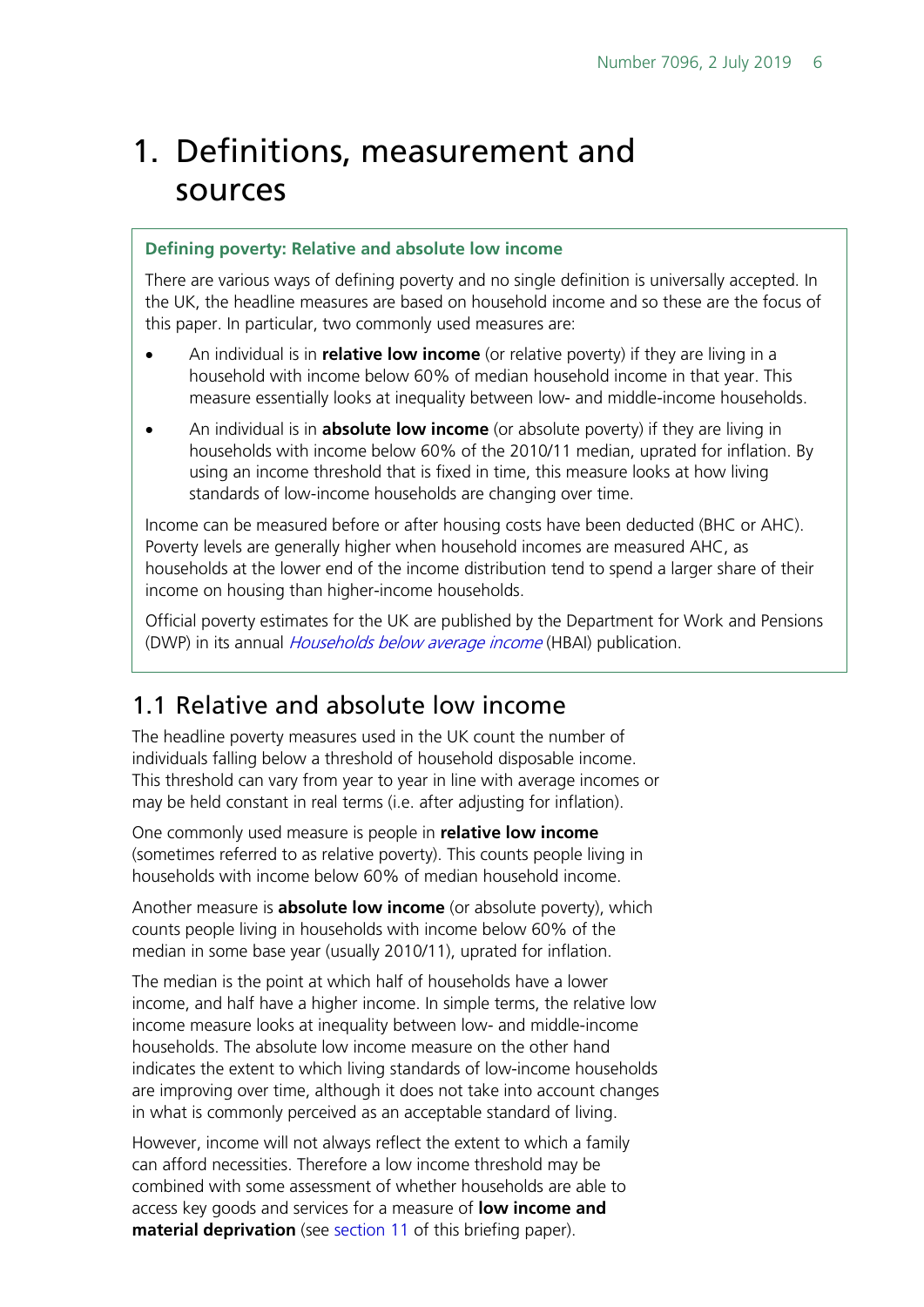# 1. Definitions, measurement and sources

**Defining poverty: Relative and absolute low income**

There are various ways of defining poverty and no single definition is universally accepted. In the UK, the headline measures are based on household income and so these are the focus of this paper. In particular, two commonly used measures are:

- An individual is in **relative low income** (or relative poverty) if they are living in a household with income below 60% of median household income in that year. This measure essentially looks at inequality between low- and middle-income households.
- An individual is in **absolute low income** (or absolute poverty) if they are living in households with income below 60% of the 2010/11 median, uprated for inflation. By using an income threshold that is fixed in time, this measure looks at how living standards of low-income households are changing over time.

Income can be measured before or after housing costs have been deducted (BHC or AHC). Poverty levels are generally higher when household incomes are measured AHC, as households at the lower end of the income distribution tend to spend a larger share of their income on housing than higher-income households.

Official poverty estimates for the UK are published by the Department for Work and Pensions (DWP) in its annual *Households below average income* (HBAI) publication.

## 1.1 Relative and absolute low income

The headline poverty measures used in the UK count the number of individuals falling below a threshold of household disposable income. This threshold can vary from year to year in line with average incomes or may be held constant in real terms (i.e. after adjusting for inflation).

One commonly used measure is people in **relative low income** (sometimes referred to as relative poverty). This counts people living in households with income below 60% of median household income.

Another measure is **absolute low income** (or absolute poverty), which counts people living in households with income below 60% of the median in some base year (usually 2010/11), uprated for inflation.

The median is the point at which half of households have a lower income, and half have a higher income. In simple terms, the relative low income measure looks at inequality between low- and middle-income households. The absolute low income measure on the other hand indicates the extent to which living standards of low-income households are improving over time, although it does not take into account changes in what is commonly perceived as an acceptable standard of living.

However, income will not always reflect the extent to which a family can afford necessities. Therefore a low income threshold may be combined with some assessment of whether households are able to access key goods and services for a measure of **low income and material deprivation** (see section 11 of this briefing paper).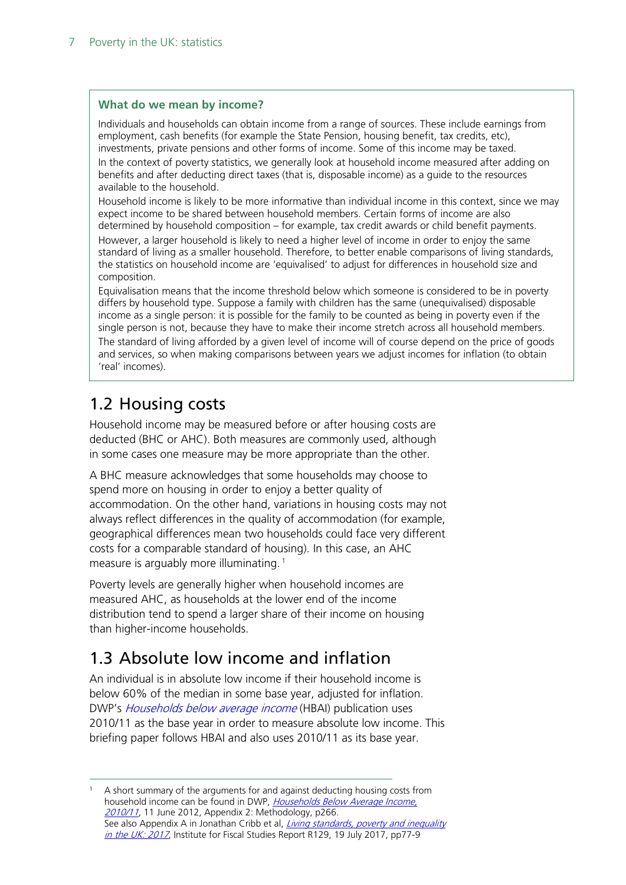**What do we mean by income?**

Individuals and households can obtain income from a range of sources. These include earnings from employment, cash benefits (for example the State Pension, housing benefit, tax credits, etc), investments, private pensions and other forms of income. Some of this income may be taxed.

In the context of poverty statistics, we generally look at household income measured after adding on benefits and after deducting direct taxes (that is, disposable income) as a guide to the resources available to the household.

Household income is likely to be more informative than individual income in this context, since we may expect income to be shared between household members. Certain forms of income are also determined by household composition – for example, tax credit awards or child benefit payments.

However, a larger household is likely to need a higher level of income in order to enjoy the same standard of living as a smaller household. Therefore, to better enable comparisons of living standards, the statistics on household income are 'equivalised' to adjust for differences in household size and composition.

Equivalisation means that the income threshold below which someone is considered to be in poverty differs by household type. Suppose a family with children has the same (unequivalised) disposable income as a single person: it is possible for the family to be counted as being in poverty even if the single person is not, because they have to make their income stretch across all household members.

The standard of living afforded by a given level of income will of course depend on the price of goods and services, so when making comparisons between years we adjust incomes for inflation (to obtain 'real' incomes).

## 1.2 Housing costs

Household income may be measured before or after housing costs are deducted (BHC or AHC). Both measures are commonly used, although in some cases one measure may be more appropriate than the other.

A BHC measure acknowledges that some households may choose to spend more on housing in order to enjoy a better quality of accommodation. On the other hand, variations in housing costs may not always reflect differences in the quality of accommodation (for example, geographical differences mean two households could face very different costs for a comparable standard of housing). In this case, an AHC measure is arguably more illuminating.[1]

Poverty levels are generally higher when household incomes are measured AHC, as households at the lower end of the income distribution tend to spend a larger share of their income on housing than higher-income households.

## 1.3 Absolute low income and inflation

An individual is in absolute low income if their household income is below 60% of the median in some base year, adjusted for inflation. DWP's *Households below average income* (HBAI) publication uses 2010/11 as the base year in order to measure absolute low income. This briefing paper follows HBAI and also uses 2010/11 as its base year.

---

[1] A short summary of the arguments for and against deducting housing costs from household income can be found in DWP, *Households Below Average Income, 2010/11*, 11 June 2012, Appendix 2: Methodology, p266. See also Appendix A in Jonathan Cribb et al, *Living standards, poverty and inequality in the UK: 2017*, Institute for Fiscal Studies Report R129, 19 July 2017, pp77-9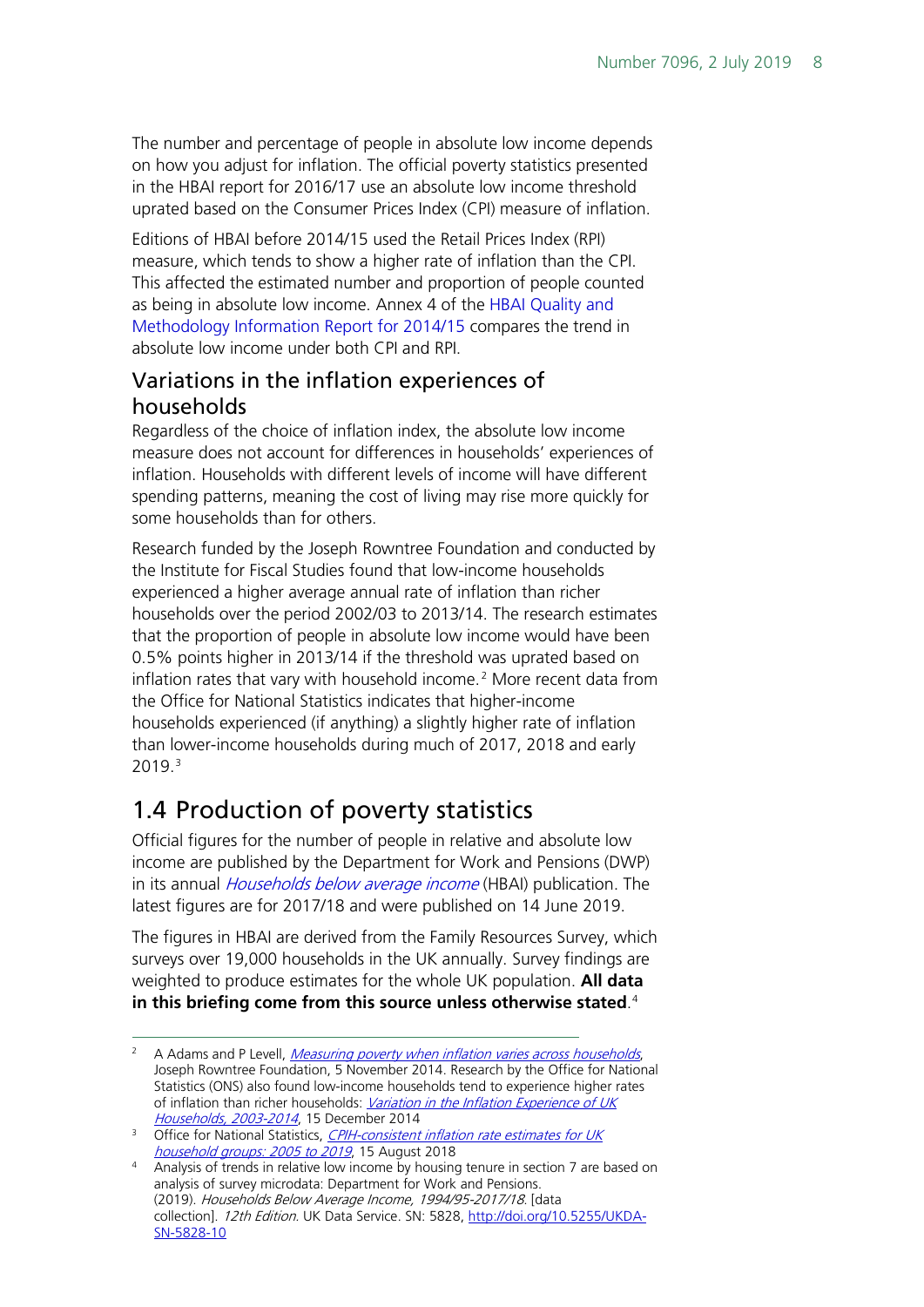The number and percentage of people in absolute low income depends on how you adjust for inflation. The official poverty statistics presented in the HBAI report for 2016/17 use an absolute low income threshold uprated based on the Consumer Prices Index (CPI) measure of inflation.

Editions of HBAI before 2014/15 used the Retail Prices Index (RPI) measure, which tends to show a higher rate of inflation than the CPI. This affected the estimated number and proportion of people counted as being in absolute low income. Annex 4 of the HBAI Quality and Methodology Information Report for 2014/15 compares the trend in absolute low income under both CPI and RPI.

### Variations in the inflation experiences of households

Regardless of the choice of inflation index, the absolute low income measure does not account for differences in households' experiences of inflation. Households with different levels of income will have different spending patterns, meaning the cost of living may rise more quickly for some households than for others.

Research funded by the Joseph Rowntree Foundation and conducted by the Institute for Fiscal Studies found that low-income households experienced a higher average annual rate of inflation than richer households over the period 2002/03 to 2013/14. The research estimates that the proportion of people in absolute low income would have been 0.5% points higher in 2013/14 if the threshold was uprated based on inflation rates that vary with household income.[2] More recent data from the Office for National Statistics indicates that higher-income households experienced (if anything) a slightly higher rate of inflation than lower-income households during much of 2017, 2018 and early 2019.[3]

## 1.4 Production of poverty statistics

Official figures for the number of people in relative and absolute low income are published by the Department for Work and Pensions (DWP) in its annual *Households below average income* (HBAI) publication. The latest figures are for 2017/18 and were published on 14 June 2019.

The figures in HBAI are derived from the Family Resources Survey, which surveys over 19,000 households in the UK annually. Survey findings are weighted to produce estimates for the whole UK population. **All data in this briefing come from this source unless otherwise stated**.[4]

---

[2] A Adams and P Levell, *Measuring poverty when inflation varies across households*, Joseph Rowntree Foundation, 5 November 2014. Research by the Office for National Statistics (ONS) also found low-income households tend to experience higher rates of inflation than richer households: *Variation in the Inflation Experience of UK Households, 2003-2014*, 15 December 2014

[3] Office for National Statistics, *CPIH-consistent inflation rate estimates for UK household groups: 2005 to 2019*, 15 August 2018

[4] Analysis of trends in relative low income by housing tenure in section 7 are based on analysis of survey microdata: Department for Work and Pensions. (2019). *Households Below Average Income, 1994/95-2017/18*. [data collection]. *12th Edition*. UK Data Service. SN: 5828, http://doi.org/10.5255/UKDA-SN-5828-10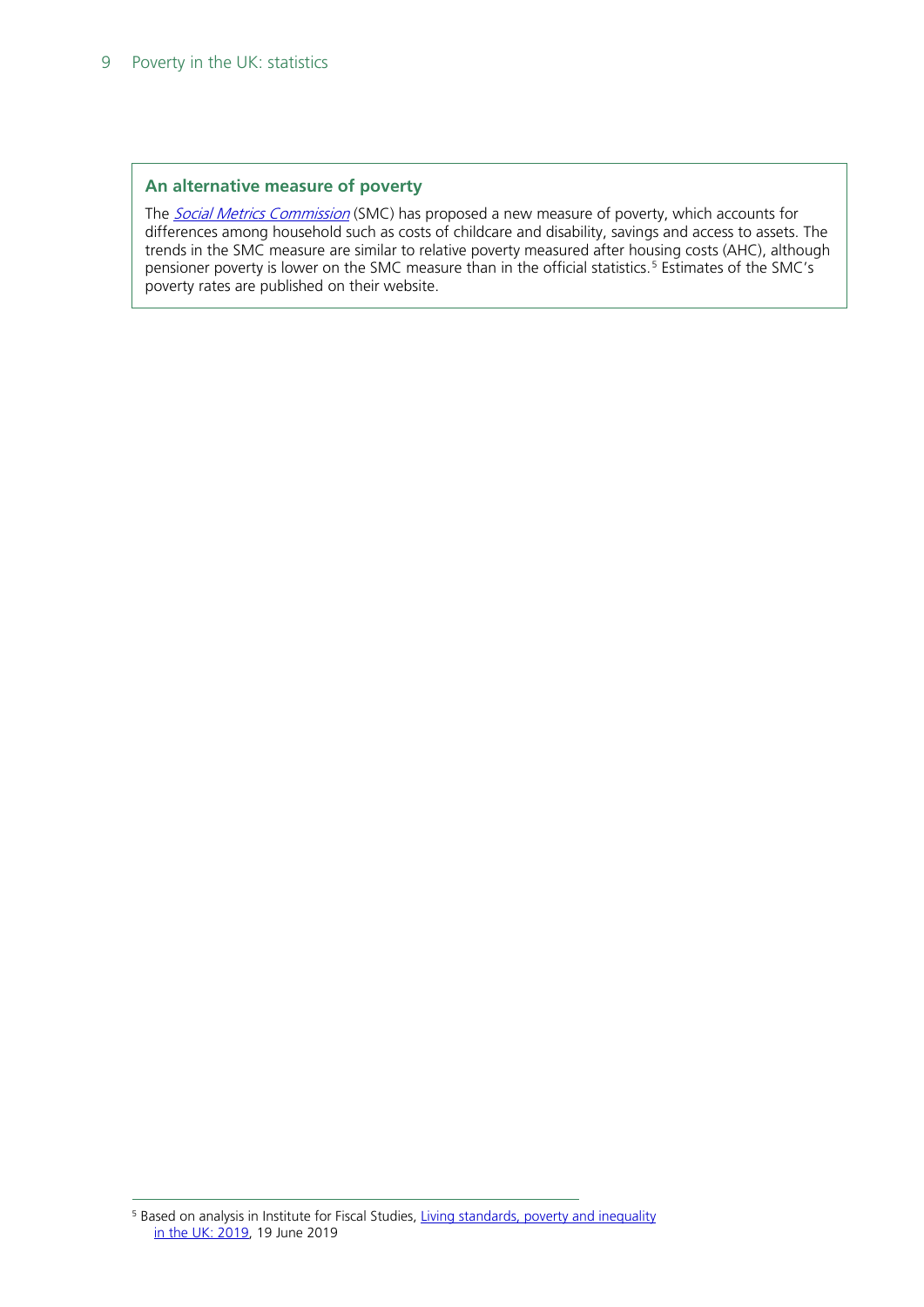### An alternative measure of poverty

The *Social Metrics Commission* (SMC) has proposed a new measure of poverty, which accounts for differences among household such as costs of childcare and disability, savings and access to assets. The trends in the SMC measure are similar to relative poverty measured after housing costs (AHC), although pensioner poverty is lower on the SMC measure than in the official statistics.[5] Estimates of the SMC's poverty rates are published on their website.

---

[5] Based on analysis in Institute for Fiscal Studies, Living standards, poverty and inequality in the UK: 2019, 19 June 2019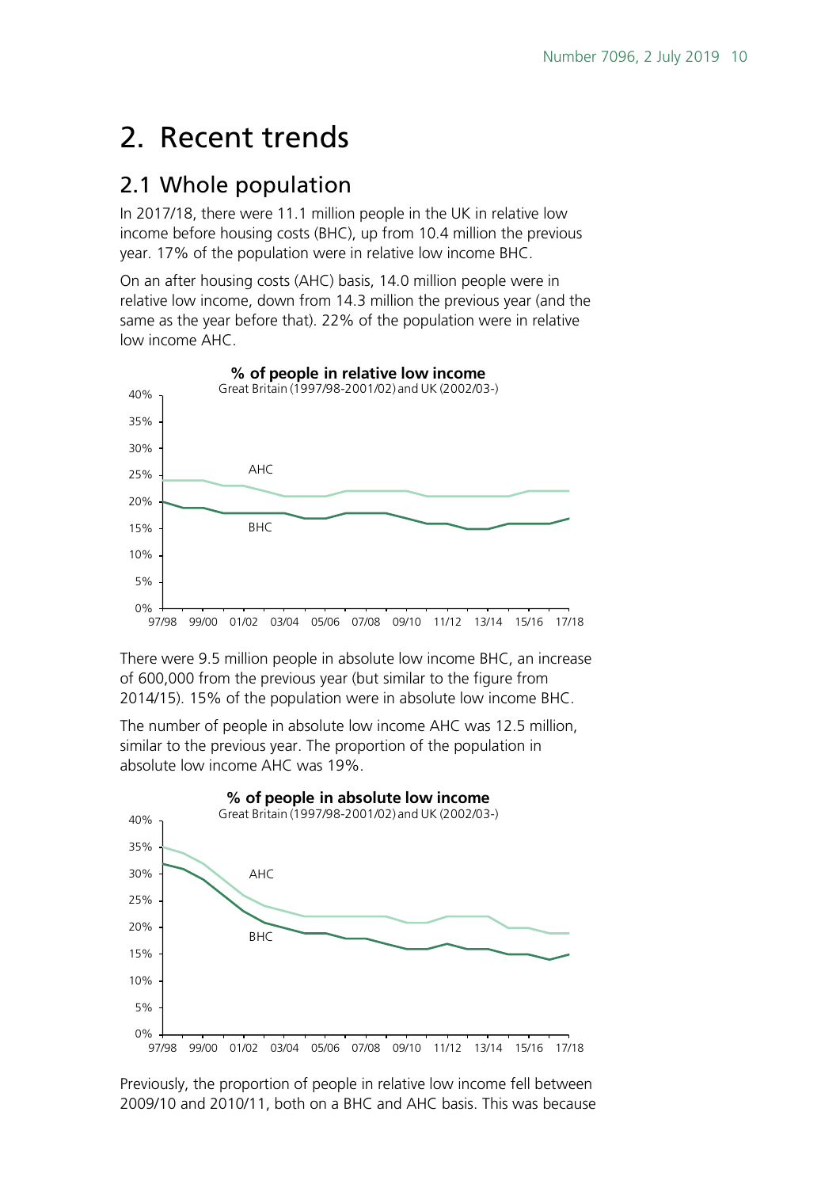# 2. Recent trends

## 2.1 Whole population

In 2017/18, there were 11.1 million people in the UK in relative low income before housing costs (BHC), up from 10.4 million the previous year. 17% of the population were in relative low income BHC.

On an after housing costs (AHC) basis, 14.0 million people were in relative low income, down from 14.3 million the previous year (and the same as the year before that). 22% of the population were in relative low income AHC.

**% of people in relative low income**

Great Britain (1997/98-2001/02) and UK (2002/03-)

There were 9.5 million people in absolute low income BHC, an increase of 600,000 from the previous year (but similar to the figure from 2014/15). 15% of the population were in absolute low income BHC.

The number of people in absolute low income AHC was 12.5 million, similar to the previous year. The proportion of the population in absolute low income AHC was 19%.

**% of people in absolute low income**

Great Britain (1997/98-2001/02) and UK (2002/03-)

Previously, the proportion of people in relative low income fell between 2009/10 and 2010/11, both on a BHC and AHC basis. This was because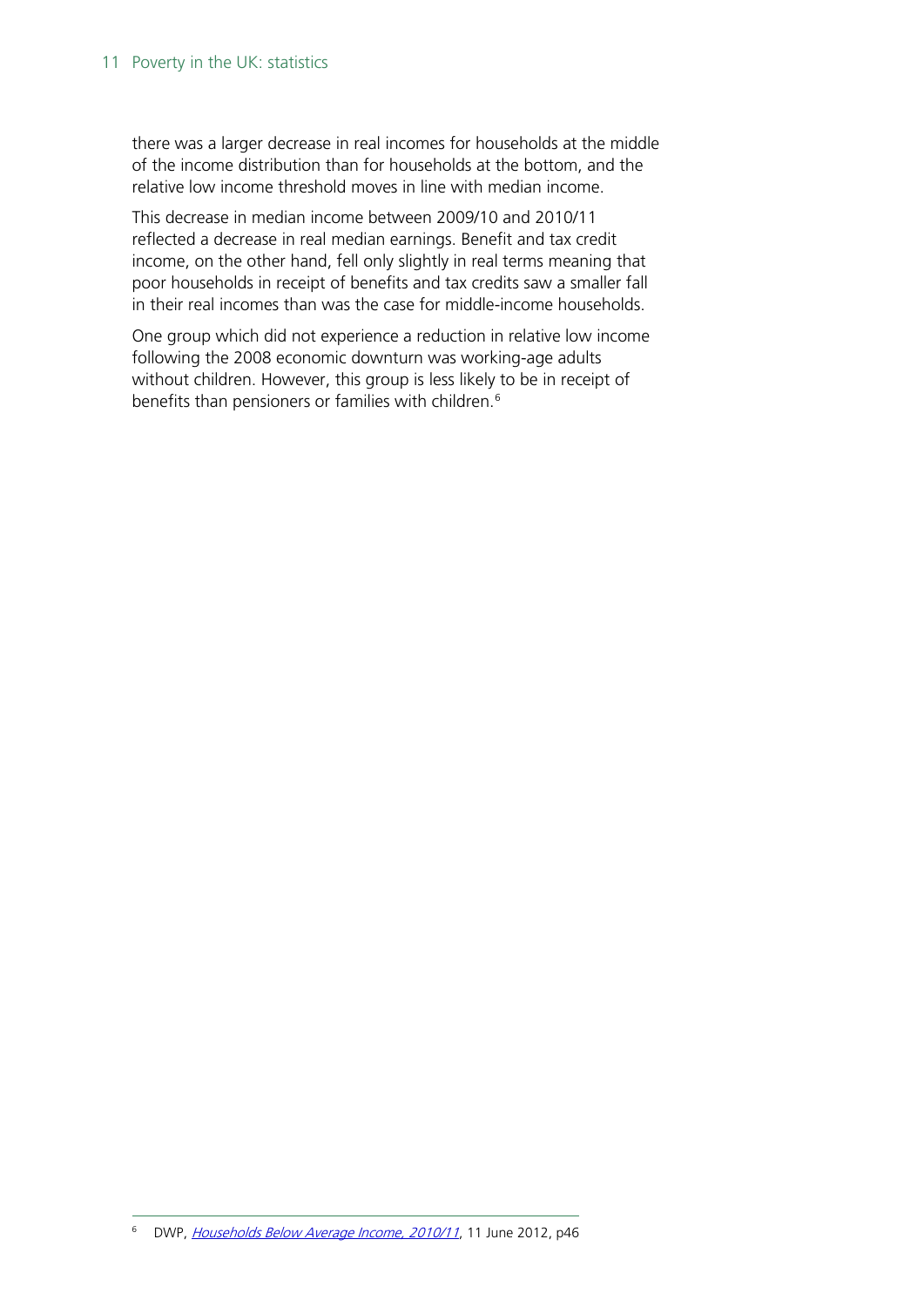there was a larger decrease in real incomes for households at the middle of the income distribution than for households at the bottom, and the relative low income threshold moves in line with median income.

This decrease in median income between 2009/10 and 2010/11 reflected a decrease in real median earnings. Benefit and tax credit income, on the other hand, fell only slightly in real terms meaning that poor households in receipt of benefits and tax credits saw a smaller fall in their real incomes than was the case for middle-income households.

One group which did not experience a reduction in relative low income following the 2008 economic downturn was working-age adults without children. However, this group is less likely to be in receipt of benefits than pensioners or families with children.[6]

---

[6] DWP, *Households Below Average Income, 2010/11*, 11 June 2012, p46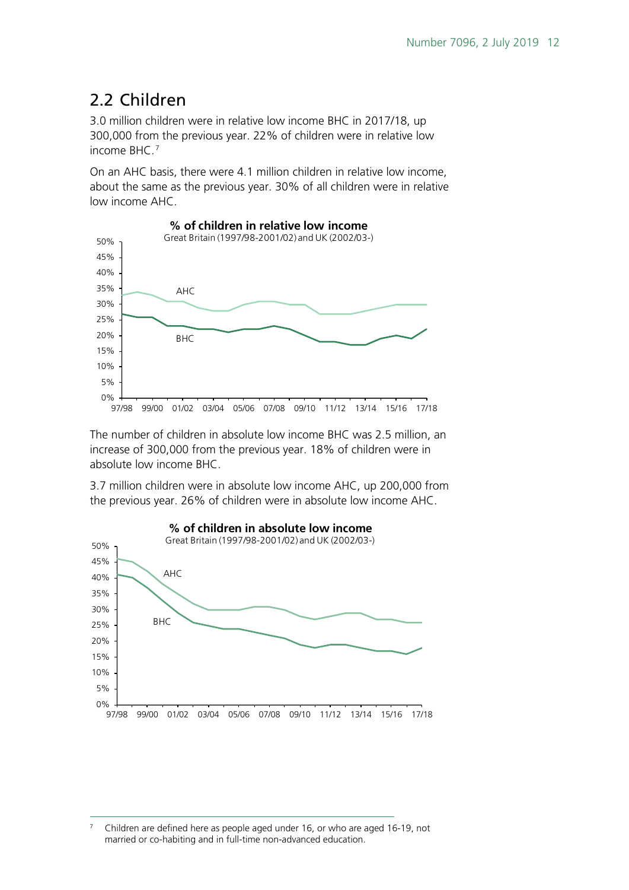## 2.2 Children

3.0 million children were in relative low income BHC in 2017/18, up 300,000 from the previous year. 22% of children were in relative low income BHC.[7]

On an AHC basis, there were 4.1 million children in relative low income, about the same as the previous year. 30% of all children were in relative low income AHC.

**% of children in relative low income**

Great Britain (1997/98-2001/02) and UK (2002/03-)

The number of children in absolute low income BHC was 2.5 million, an increase of 300,000 from the previous year. 18% of children were in absolute low income BHC.

3.7 million children were in absolute low income AHC, up 200,000 from the previous year. 26% of children were in absolute low income AHC.

**% of children in absolute low income**

Great Britain (1997/98-2001/02) and UK (2002/03-)

---

[7] Children are defined here as people aged under 16, or who are aged 16-19, not married or co-habiting and in full-time non-advanced education.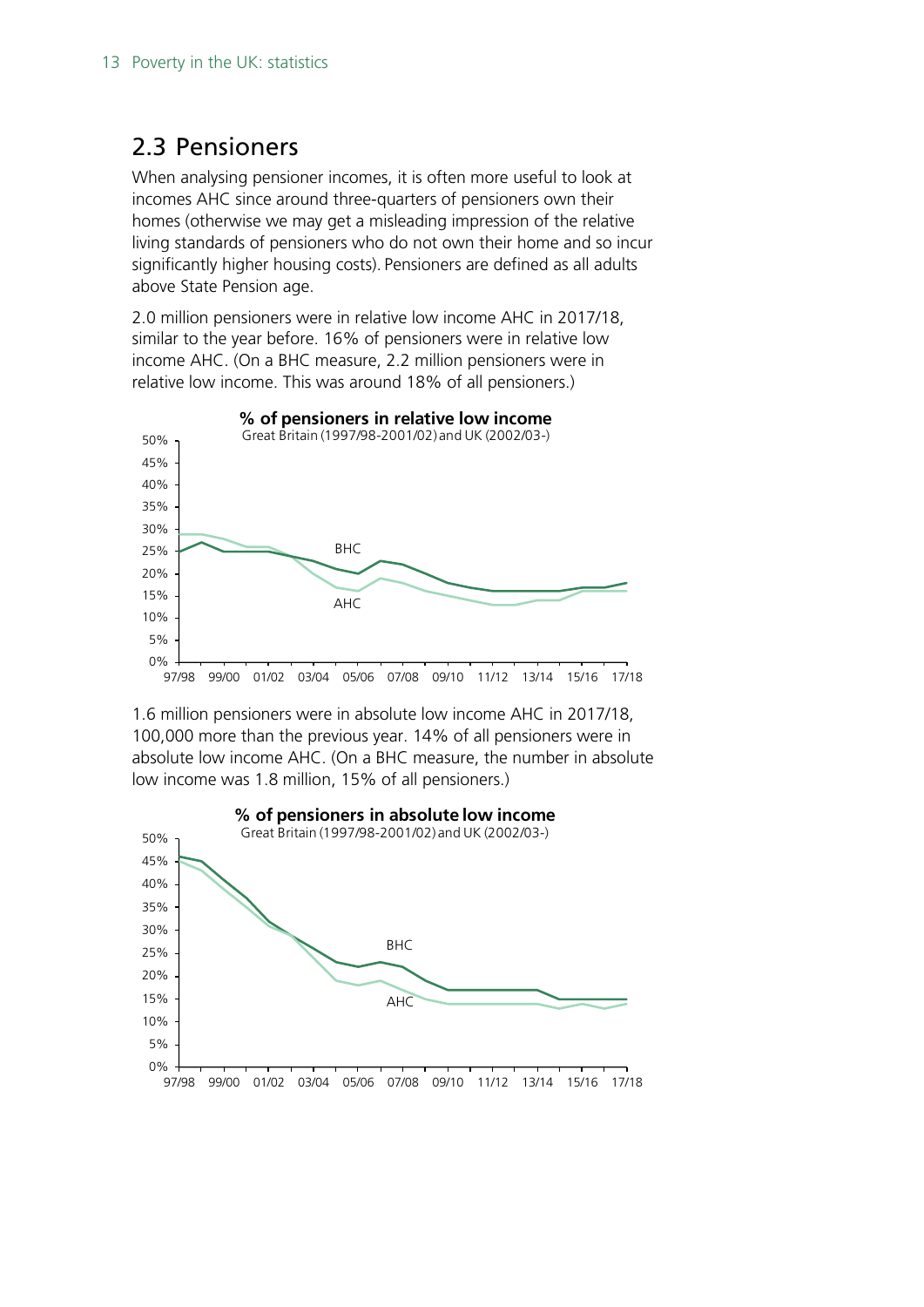## 2.3 Pensioners

When analysing pensioner incomes, it is often more useful to look at incomes AHC since around three-quarters of pensioners own their homes (otherwise we may get a misleading impression of the relative living standards of pensioners who do not own their home and so incur significantly higher housing costs). Pensioners are defined as all adults above State Pension age.

2.0 million pensioners were in relative low income AHC in 2017/18, similar to the year before. 16% of pensioners were in relative low income AHC. (On a BHC measure, 2.2 million pensioners were in relative low income. This was around 18% of all pensioners.)

**% of pensioners in relative low income**
Great Britain (1997/98-2001/02) and UK (2002/03-)

1.6 million pensioners were in absolute low income AHC in 2017/18, 100,000 more than the previous year. 14% of all pensioners were in absolute low income AHC. (On a BHC measure, the number in absolute low income was 1.8 million, 15% of all pensioners.)

**% of pensioners in absolute low income**
Great Britain (1997/98-2001/02) and UK (2002/03-)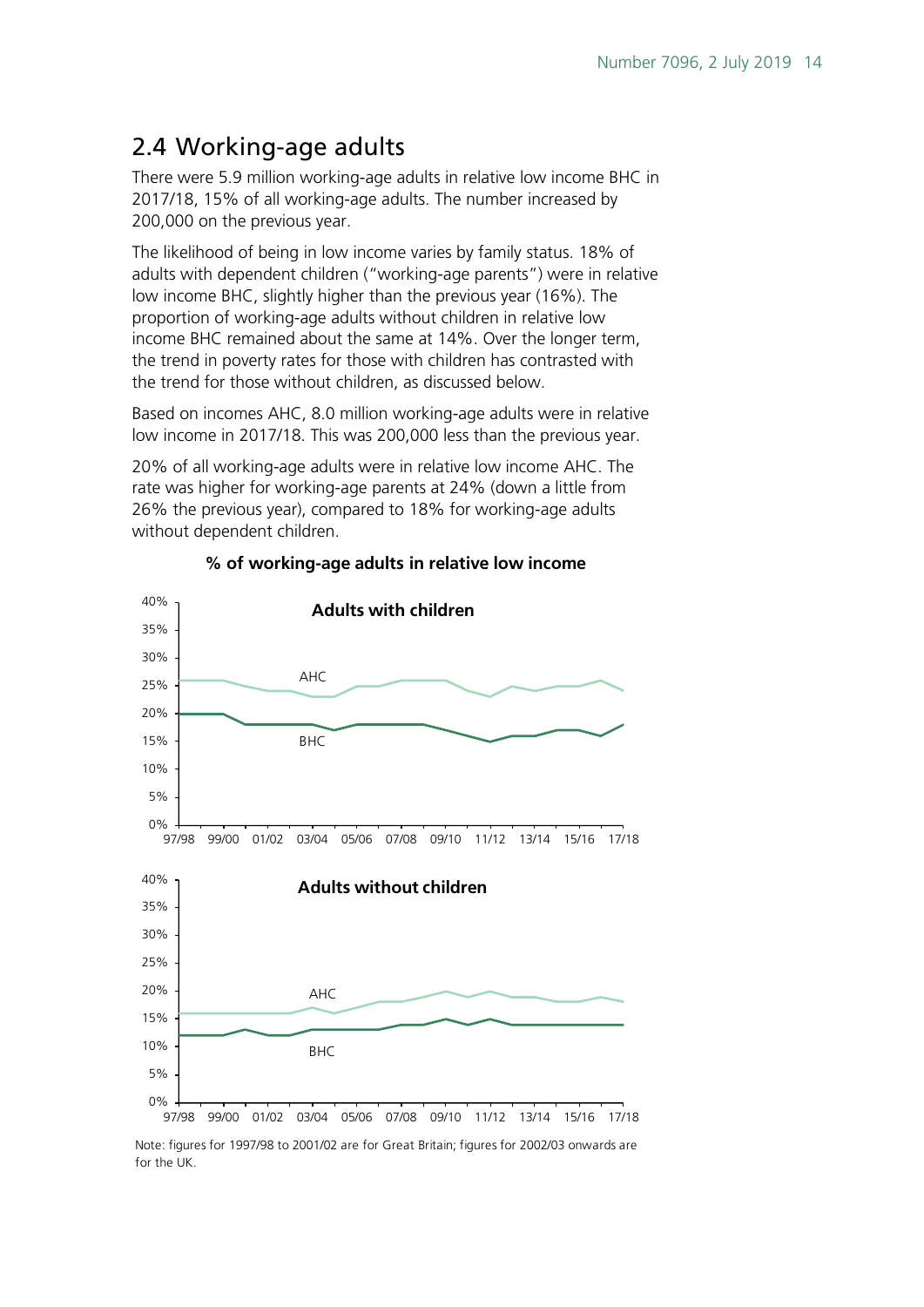## 2.4 Working-age adults

There were 5.9 million working-age adults in relative low income BHC in 2017/18, 15% of all working-age adults. The number increased by 200,000 on the previous year.

The likelihood of being in low income varies by family status. 18% of adults with dependent children ("working-age parents") were in relative low income BHC, slightly higher than the previous year (16%). The proportion of working-age adults without children in relative low income BHC remained about the same at 14%. Over the longer term, the trend in poverty rates for those with children has contrasted with the trend for those without children, as discussed below.

Based on incomes AHC, 8.0 million working-age adults were in relative low income in 2017/18. This was 200,000 less than the previous year.

20% of all working-age adults were in relative low income AHC. The rate was higher for working-age parents at 24% (down a little from 26% the previous year), compared to 18% for working-age adults without dependent children.

**% of working-age adults in relative low income**

**Adults with children**

**Adults without children**

Note: figures for 1997/98 to 2001/02 are for Great Britain; figures for 2002/03 onwards are for the UK.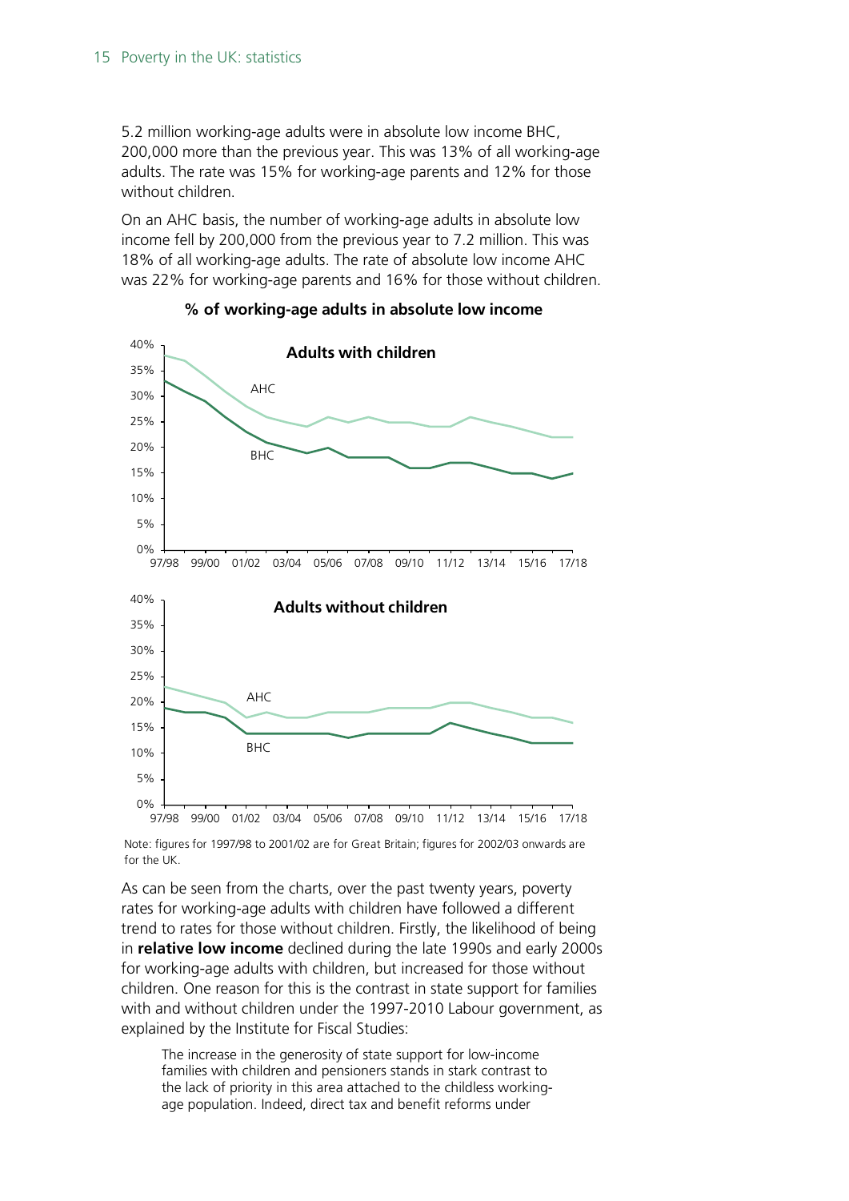5.2 million working-age adults were in absolute low income BHC, 200,000 more than the previous year. This was 13% of all working-age adults. The rate was 15% for working-age parents and 12% for those without children.

On an AHC basis, the number of working-age adults in absolute low income fell by 200,000 from the previous year to 7.2 million. This was 18% of all working-age adults. The rate of absolute low income AHC was 22% for working-age parents and 16% for those without children.

**% of working-age adults in absolute low income**

**Adults with children**

**Adults without children**

Note: figures for 1997/98 to 2001/02 are for Great Britain; figures for 2002/03 onwards are for the UK.

As can be seen from the charts, over the past twenty years, poverty rates for working-age adults with children have followed a different trend to rates for those without children. Firstly, the likelihood of being in **relative low income** declined during the late 1990s and early 2000s for working-age adults with children, but increased for those without children. One reason for this is the contrast in state support for families with and without children under the 1997-2010 Labour government, as explained by the Institute for Fiscal Studies:

> The increase in the generosity of state support for low-income families with children and pensioners stands in stark contrast to the lack of priority in this area attached to the childless working-age population. Indeed, direct tax and benefit reforms under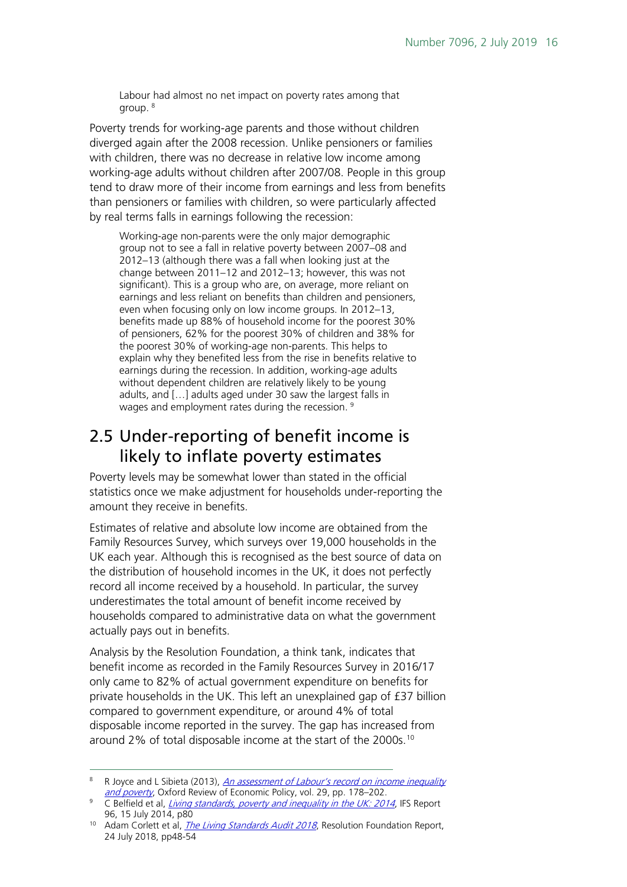> Labour had almost no net impact on poverty rates among that group. [8]

Poverty trends for working-age parents and those without children diverged again after the 2008 recession. Unlike pensioners or families with children, there was no decrease in relative low income among working-age adults without children after 2007/08. People in this group tend to draw more of their income from earnings and less from benefits than pensioners or families with children, so were particularly affected by real terms falls in earnings following the recession:

> Working-age non-parents were the only major demographic group not to see a fall in relative poverty between 2007–08 and 2012–13 (although there was a fall when looking just at the change between 2011–12 and 2012–13; however, this was not significant). This is a group who are, on average, more reliant on earnings and less reliant on benefits than children and pensioners, even when focusing only on low income groups. In 2012–13, benefits made up 88% of household income for the poorest 30% of pensioners, 62% for the poorest 30% of children and 38% for the poorest 30% of working-age non-parents. This helps to explain why they benefited less from the rise in benefits relative to earnings during the recession. In addition, working-age adults without dependent children are relatively likely to be young adults, and […] adults aged under 30 saw the largest falls in wages and employment rates during the recession. [9]

## 2.5 Under-reporting of benefit income is likely to inflate poverty estimates

Poverty levels may be somewhat lower than stated in the official statistics once we make adjustment for households under-reporting the amount they receive in benefits.

Estimates of relative and absolute low income are obtained from the Family Resources Survey, which surveys over 19,000 households in the UK each year. Although this is recognised as the best source of data on the distribution of household incomes in the UK, it does not perfectly record all income received by a household. In particular, the survey underestimates the total amount of benefit income received by households compared to administrative data on what the government actually pays out in benefits.

Analysis by the Resolution Foundation, a think tank, indicates that benefit income as recorded in the Family Resources Survey in 2016/17 only came to 82% of actual government expenditure on benefits for private households in the UK. This left an unexplained gap of £37 billion compared to government expenditure, or around 4% of total disposable income reported in the survey. The gap has increased from around 2% of total disposable income at the start of the 2000s.[10]

---

[8] R Joyce and L Sibieta (2013), *An assessment of Labour's record on income inequality and poverty*, Oxford Review of Economic Policy, vol. 29, pp. 178–202.

[9] C Belfield et al, *Living standards, poverty and inequality in the UK: 2014*, IFS Report 96, 15 July 2014, p80

[10] Adam Corlett et al, *The Living Standards Audit 2018*, Resolution Foundation Report, 24 July 2018, pp48-54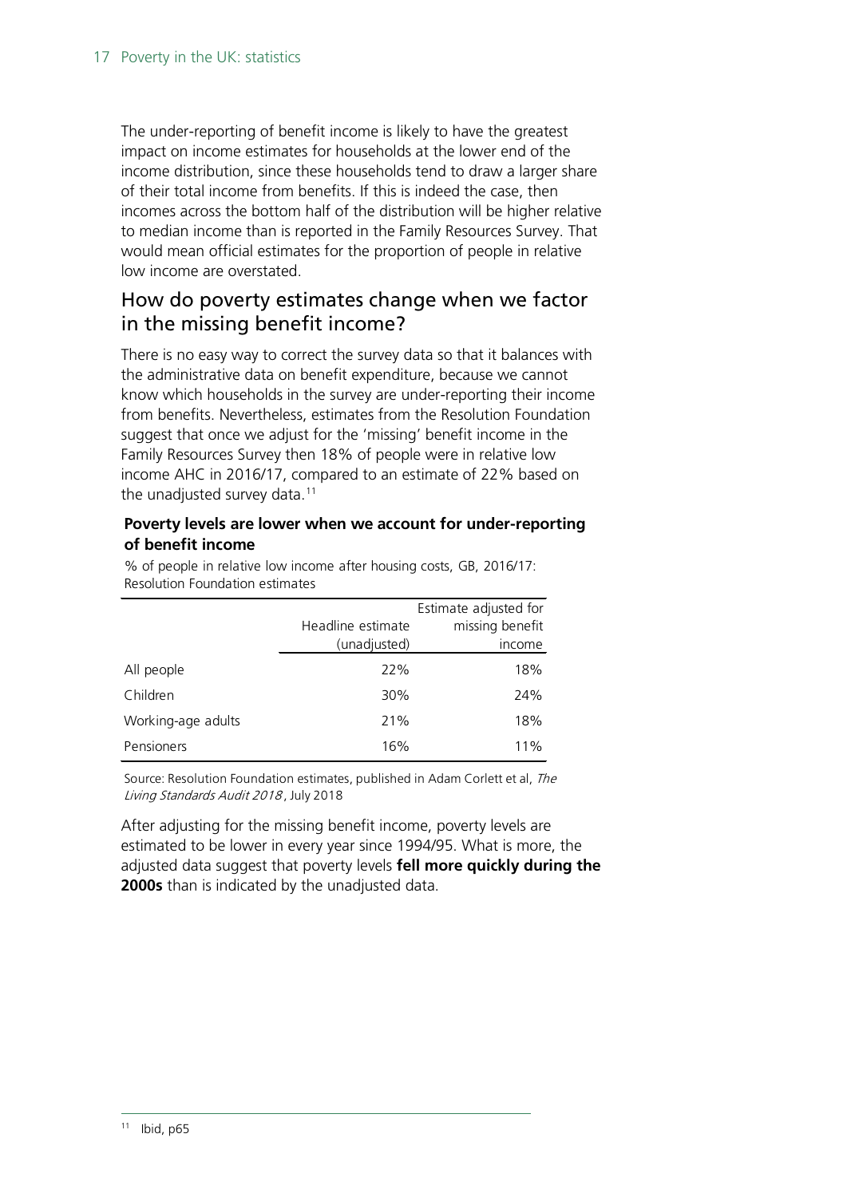The under-reporting of benefit income is likely to have the greatest impact on income estimates for households at the lower end of the income distribution, since these households tend to draw a larger share of their total income from benefits. If this is indeed the case, then incomes across the bottom half of the distribution will be higher relative to median income than is reported in the Family Resources Survey. That would mean official estimates for the proportion of people in relative low income are overstated.

## How do poverty estimates change when we factor in the missing benefit income?

There is no easy way to correct the survey data so that it balances with the administrative data on benefit expenditure, because we cannot know which households in the survey are under-reporting their income from benefits. Nevertheless, estimates from the Resolution Foundation suggest that once we adjust for the 'missing' benefit income in the Family Resources Survey then 18% of people were in relative low income AHC in 2016/17, compared to an estimate of 22% based on the unadjusted survey data.[11]

**Poverty levels are lower when we account for under-reporting of benefit income**

% of people in relative low income after housing costs, GB, 2016/17: Resolution Foundation estimates

| | Headline estimate (unadjusted) | Estimate adjusted for missing benefit income |
|---|---|---|
| All people | 22% | 18% |
| Children | 30% | 24% |
| Working-age adults | 21% | 18% |
| Pensioners | 16% | 11% |

Source: Resolution Foundation estimates, published in Adam Corlett et al, *The Living Standards Audit 2018*, July 2018

After adjusting for the missing benefit income, poverty levels are estimated to be lower in every year since 1994/95. What is more, the adjusted data suggest that poverty levels **fell more quickly during the 2000s** than is indicated by the unadjusted data.

[11] Ibid, p65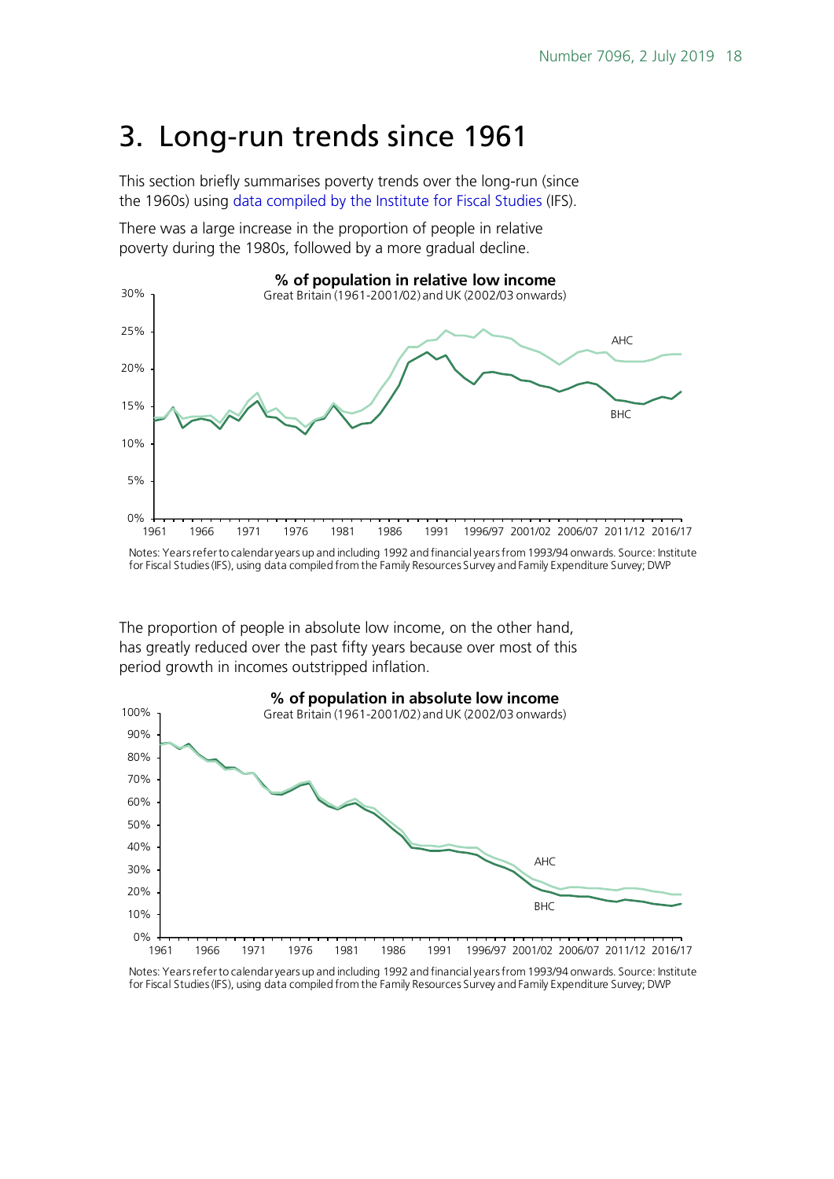# 3. Long-run trends since 1961

This section briefly summarises poverty trends over the long-run (since the 1960s) using data compiled by the Institute for Fiscal Studies (IFS).

There was a large increase in the proportion of people in relative poverty during the 1980s, followed by a more gradual decline.

**% of population in relative low income**
Great Britain (1961-2001/02) and UK (2002/03 onwards)

Notes: Years refer to calendar years up and including 1992 and financial years from 1993/94 onwards. Source: Institute for Fiscal Studies (IFS), using data compiled from the Family Resources Survey and Family Expenditure Survey; DWP

The proportion of people in absolute low income, on the other hand, has greatly reduced over the past fifty years because over most of this period growth in incomes outstripped inflation.

**% of population in absolute low income**
Great Britain (1961-2001/02) and UK (2002/03 onwards)

Notes: Years refer to calendar years up and including 1992 and financial years from 1993/94 onwards. Source: Institute for Fiscal Studies (IFS), using data compiled from the Family Resources Survey and Family Expenditure Survey; DWP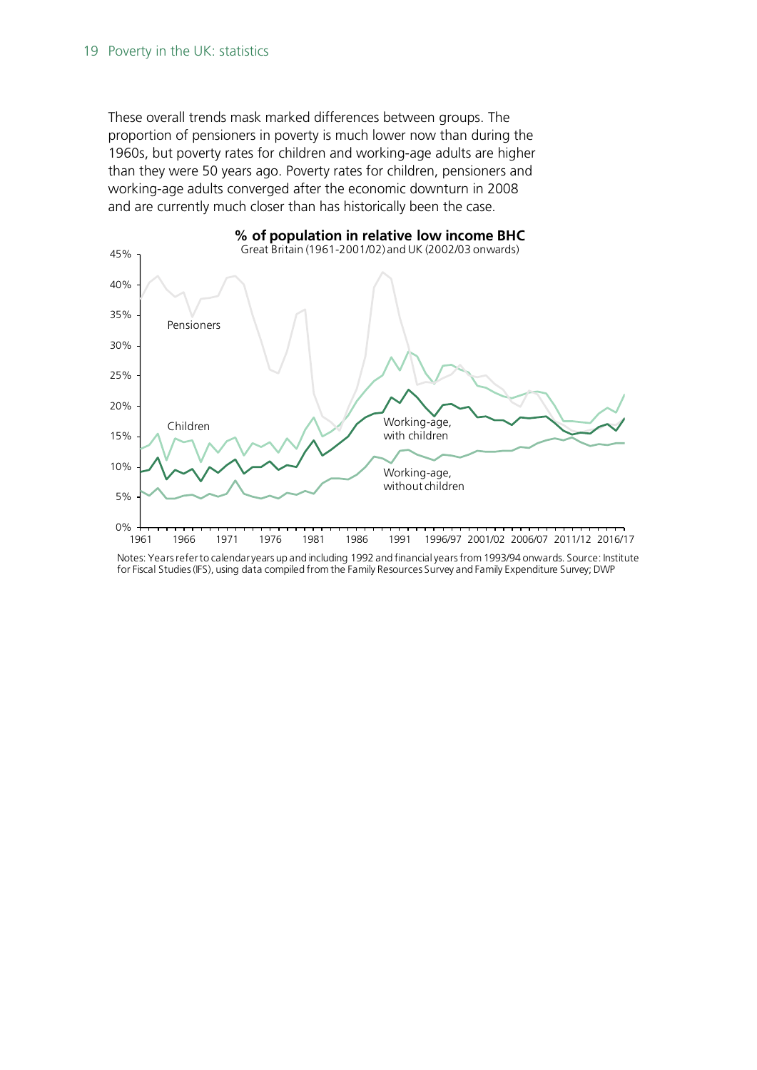These overall trends mask marked differences between groups. The proportion of pensioners in poverty is much lower now than during the 1960s, but poverty rates for children and working-age adults are higher than they were 50 years ago. Poverty rates for children, pensioners and working-age adults converged after the economic downturn in 2008 and are currently much closer than has historically been the case.

**% of population in relative low income BHC**

Great Britain (1961-2001/02) and UK (2002/03 onwards)

Notes: Years refer to calendar years up and including 1992 and financial years from 1993/94 onwards. Source: Institute for Fiscal Studies (IFS), using data compiled from the Family Resources Survey and Family Expenditure Survey; DWP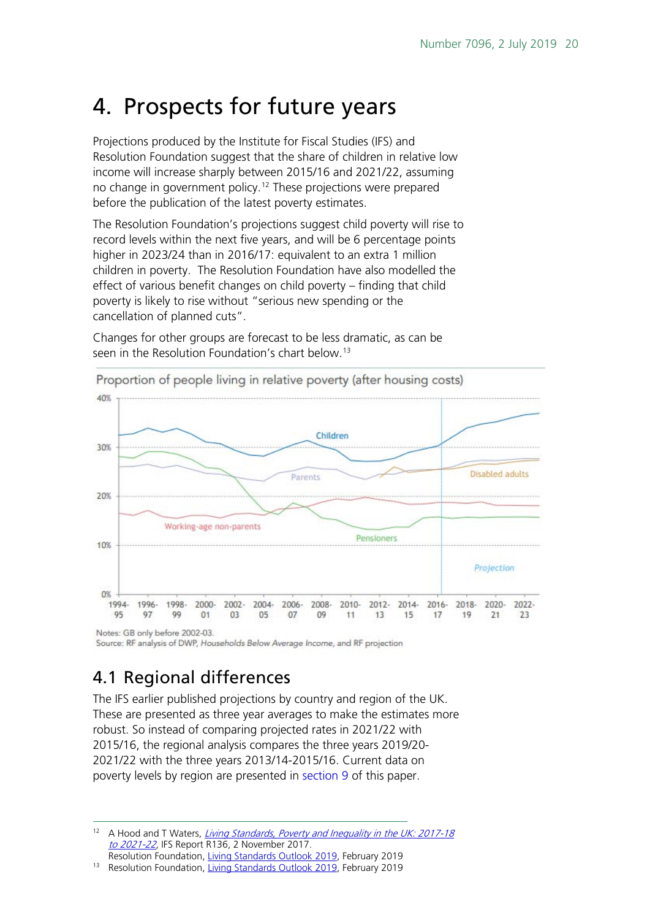# 4. Prospects for future years

Projections produced by the Institute for Fiscal Studies (IFS) and Resolution Foundation suggest that the share of children in relative low income will increase sharply between 2015/16 and 2021/22, assuming no change in government policy.[12] These projections were prepared before the publication of the latest poverty estimates.

The Resolution Foundation's projections suggest child poverty will rise to record levels within the next five years, and will be 6 percentage points higher in 2023/24 than in 2016/17: equivalent to an extra 1 million children in poverty. The Resolution Foundation have also modelled the effect of various benefit changes on child poverty – finding that child poverty is likely to rise without "serious new spending or the cancellation of planned cuts".

Changes for other groups are forecast to be less dramatic, as can be seen in the Resolution Foundation's chart below.[13]

Proportion of people living in relative poverty (after housing costs)

Notes: GB only before 2002-03.
Source: RF analysis of DWP, *Households Below Average Income*, and RF projection

## 4.1 Regional differences

The IFS earlier published projections by country and region of the UK. These are presented as three year averages to make the estimates more robust. So instead of comparing projected rates in 2021/22 with 2015/16, the regional analysis compares the three years 2019/20-2021/22 with the three years 2013/14-2015/16. Current data on poverty levels by region are presented in section 9 of this paper.

---

[12] A Hood and T Waters, *Living Standards, Poverty and Inequality in the UK: 2017-18 to 2021-22*, IFS Report R136, 2 November 2017.
Resolution Foundation, Living Standards Outlook 2019, February 2019

[13] Resolution Foundation, Living Standards Outlook 2019, February 2019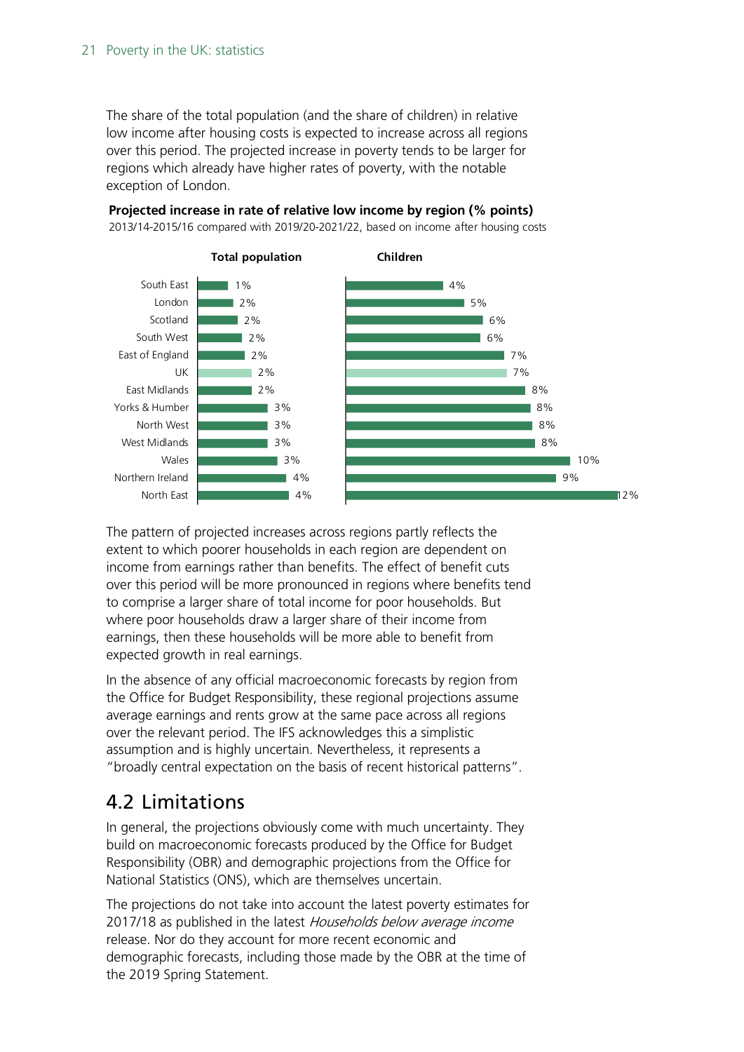The share of the total population (and the share of children) in relative low income after housing costs is expected to increase across all regions over this period. The projected increase in poverty tends to be larger for regions which already have higher rates of poverty, with the notable exception of London.

**Projected increase in rate of relative low income by region (% points)**

2013/14-2015/16 compared with 2019/20-2021/22, based on income after housing costs

| Region | Total population | Children |
| --- | --- | --- |
| South East | 1% | 4% |
| London | 2% | 5% |
| Scotland | 2% | 6% |
| South West | 2% | 6% |
| East of England | 2% | 7% |
| UK | 2% | 7% |
| East Midlands | 2% | 8% |
| Yorks & Humber | 3% | 8% |
| North West | 3% | 8% |
| West Midlands | 3% | 8% |
| Wales | 3% | 10% |
| Northern Ireland | 4% | 9% |
| North East | 4% | 12% |

The pattern of projected increases across regions partly reflects the extent to which poorer households in each region are dependent on income from earnings rather than benefits. The effect of benefit cuts over this period will be more pronounced in regions where benefits tend to comprise a larger share of total income for poor households. But where poor households draw a larger share of their income from earnings, then these households will be more able to benefit from expected growth in real earnings.

In the absence of any official macroeconomic forecasts by region from the Office for Budget Responsibility, these regional projections assume average earnings and rents grow at the same pace across all regions over the relevant period. The IFS acknowledges this a simplistic assumption and is highly uncertain. Nevertheless, it represents a "broadly central expectation on the basis of recent historical patterns".

## 4.2 Limitations

In general, the projections obviously come with much uncertainty. They build on macroeconomic forecasts produced by the Office for Budget Responsibility (OBR) and demographic projections from the Office for National Statistics (ONS), which are themselves uncertain.

The projections do not take into account the latest poverty estimates for 2017/18 as published in the latest *Households below average income* release. Nor do they account for more recent economic and demographic forecasts, including those made by the OBR at the time of the 2019 Spring Statement.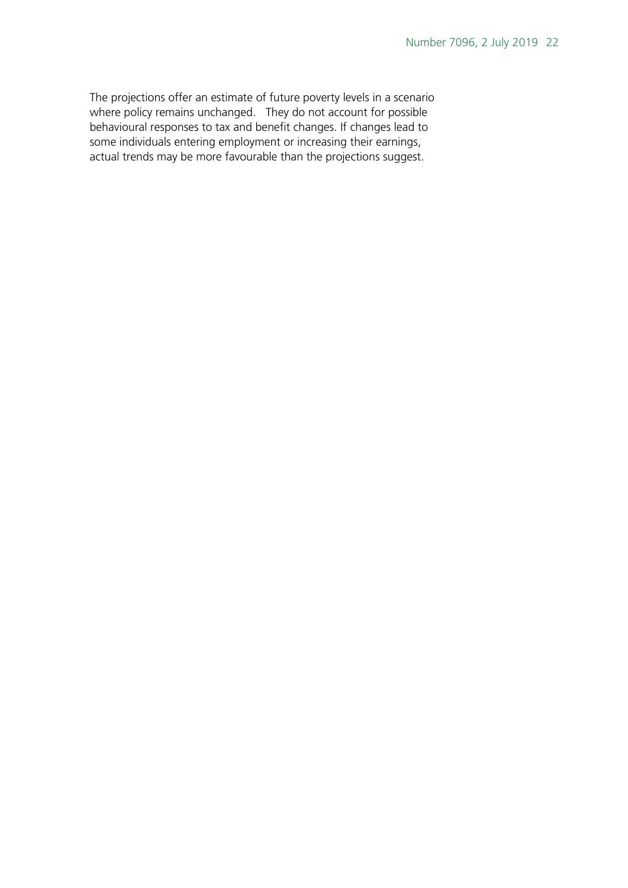The projections offer an estimate of future poverty levels in a scenario where policy remains unchanged. They do not account for possible behavioural responses to tax and benefit changes. If changes lead to some individuals entering employment or increasing their earnings, actual trends may be more favourable than the projections suggest.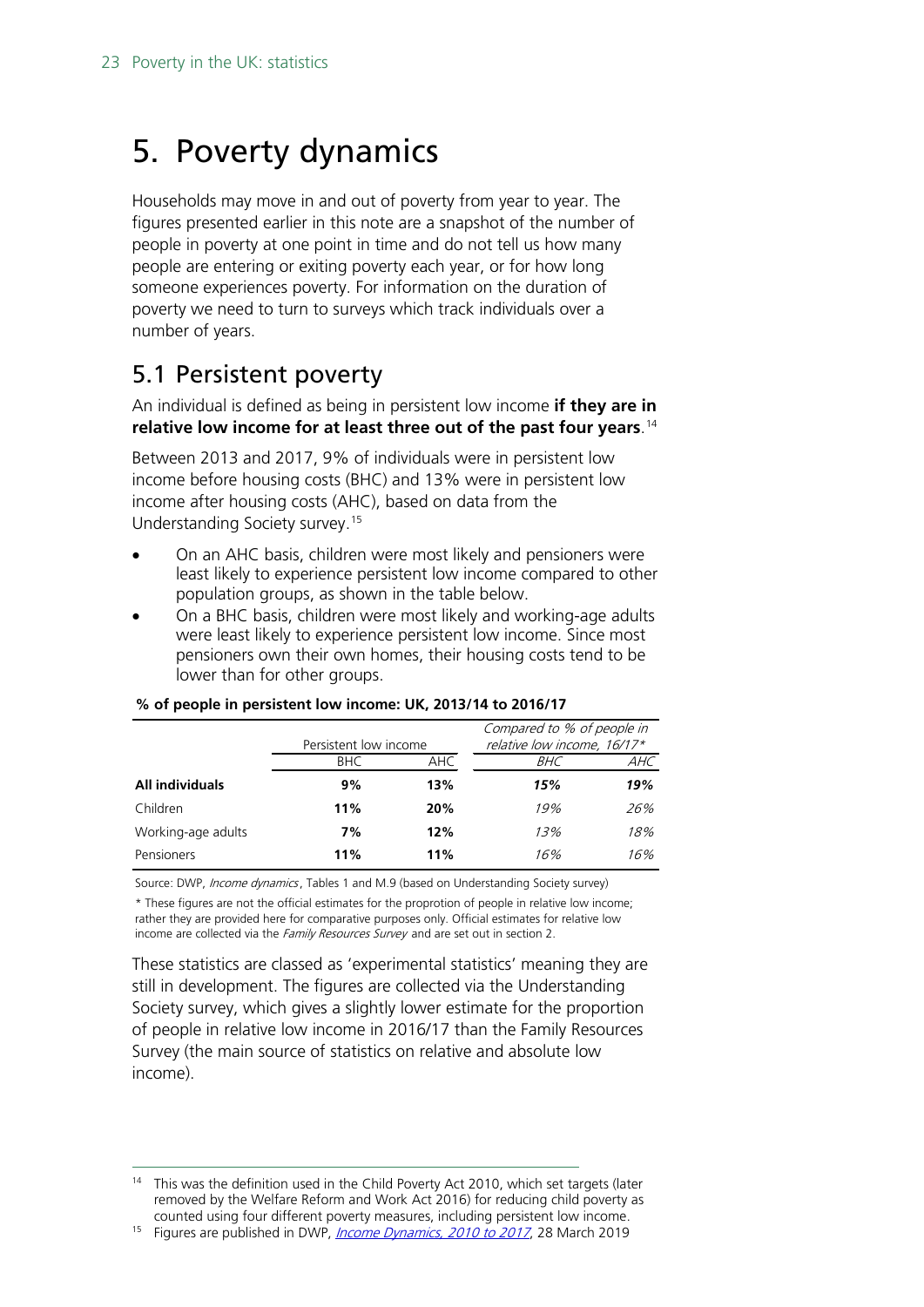# 5. Poverty dynamics

Households may move in and out of poverty from year to year. The figures presented earlier in this note are a snapshot of the number of people in poverty at one point in time and do not tell us how many people are entering or exiting poverty each year, or for how long someone experiences poverty. For information on the duration of poverty we need to turn to surveys which track individuals over a number of years.

## 5.1 Persistent poverty

An individual is defined as being in persistent low income **if they are in relative low income for at least three out of the past four years**.[14]

Between 2013 and 2017, 9% of individuals were in persistent low income before housing costs (BHC) and 13% were in persistent low income after housing costs (AHC), based on data from the Understanding Society survey.[15]

- On an AHC basis, children were most likely and pensioners were least likely to experience persistent low income compared to other population groups, as shown in the table below.
- On a BHC basis, children were most likely and working-age adults were least likely to experience persistent low income. Since most pensioners own their own homes, their housing costs tend to be lower than for other groups.

**% of people in persistent low income: UK, 2013/14 to 2016/17**

| | Persistent low income | | *Compared to % of people in relative low income, 16/17\** | |
|---|---|---|---|---|
| | BHC | AHC | *BHC* | *AHC* |
| **All individuals** | **9%** | **13%** | ***15%*** | ***19%*** |
| Children | **11%** | **20%** | *19%* | *26%* |
| Working-age adults | **7%** | **12%** | *13%* | *18%* |
| Pensioners | **11%** | **11%** | *16%* | *16%* |

Source: DWP, *Income dynamics*, Tables 1 and M.9 (based on Understanding Society survey)

\* These figures are not the official estimates for the proprotion of people in relative low income; rather they are provided here for comparative purposes only. Official estimates for relative low income are collected via the *Family Resources Survey* and are set out in section 2.

These statistics are classed as 'experimental statistics' meaning they are still in development. The figures are collected via the Understanding Society survey, which gives a slightly lower estimate for the proportion of people in relative low income in 2016/17 than the Family Resources Survey (the main source of statistics on relative and absolute low income).

[14] This was the definition used in the Child Poverty Act 2010, which set targets (later removed by the Welfare Reform and Work Act 2016) for reducing child poverty as counted using four different poverty measures, including persistent low income.

[15] Figures are published in DWP, *Income Dynamics, 2010 to 2017*, 28 March 2019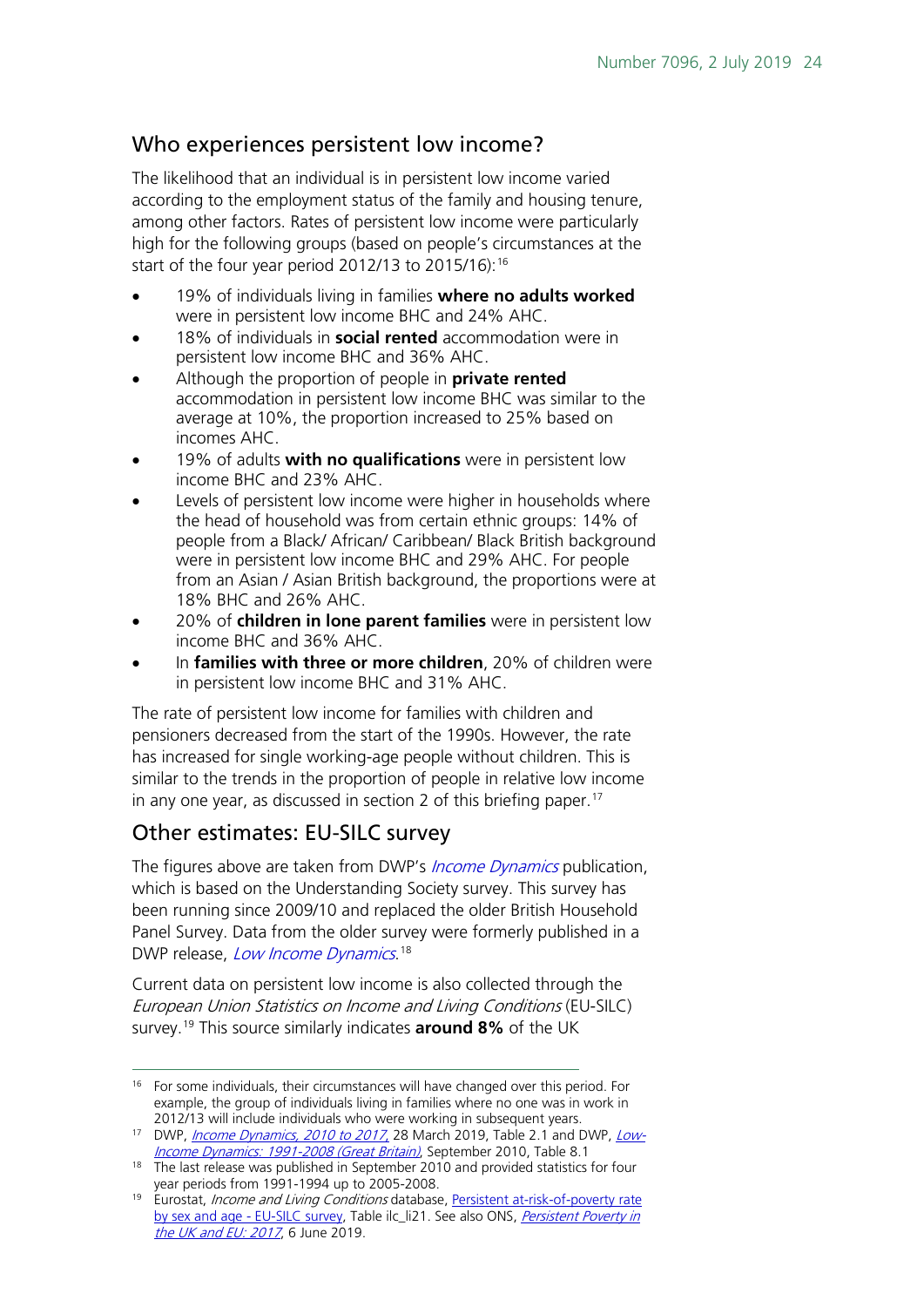## Who experiences persistent low income?

The likelihood that an individual is in persistent low income varied according to the employment status of the family and housing tenure, among other factors. Rates of persistent low income were particularly high for the following groups (based on people's circumstances at the start of the four year period 2012/13 to 2015/16):[16]

- 19% of individuals living in families **where no adults worked** were in persistent low income BHC and 24% AHC.
- 18% of individuals in **social rented** accommodation were in persistent low income BHC and 36% AHC.
- Although the proportion of people in **private rented** accommodation in persistent low income BHC was similar to the average at 10%, the proportion increased to 25% based on incomes AHC.
- 19% of adults **with no qualifications** were in persistent low income BHC and 23% AHC.
- Levels of persistent low income were higher in households where the head of household was from certain ethnic groups: 14% of people from a Black/ African/ Caribbean/ Black British background were in persistent low income BHC and 29% AHC. For people from an Asian / Asian British background, the proportions were at 18% BHC and 26% AHC.
- 20% of **children in lone parent families** were in persistent low income BHC and 36% AHC.
- In **families with three or more children**, 20% of children were in persistent low income BHC and 31% AHC.

The rate of persistent low income for families with children and pensioners decreased from the start of the 1990s. However, the rate has increased for single working-age people without children. This is similar to the trends in the proportion of people in relative low income in any one year, as discussed in section 2 of this briefing paper.[17]

## Other estimates: EU-SILC survey

The figures above are taken from DWP's *Income Dynamics* publication, which is based on the Understanding Society survey. This survey has been running since 2009/10 and replaced the older British Household Panel Survey. Data from the older survey were formerly published in a DWP release, *Low Income Dynamics*.[18]

Current data on persistent low income is also collected through the *European Union Statistics on Income and Living Conditions* (EU-SILC) survey.[19] This source similarly indicates **around 8%** of the UK

---

[16] For some individuals, their circumstances will have changed over this period. For example, the group of individuals living in families where no one was in work in 2012/13 will include individuals who were working in subsequent years.

[17] DWP, *Income Dynamics, 2010 to 2017*, 28 March 2019, Table 2.1 and DWP, *Low-Income Dynamics: 1991-2008 (Great Britain)*, September 2010, Table 8.1

[18] The last release was published in September 2010 and provided statistics for four year periods from 1991-1994 up to 2005-2008.

[19] Eurostat, *Income and Living Conditions* database, Persistent at-risk-of-poverty rate by sex and age - EU-SILC survey, Table ilc_li21. See also ONS, *Persistent Poverty in the UK and EU: 2017*, 6 June 2019.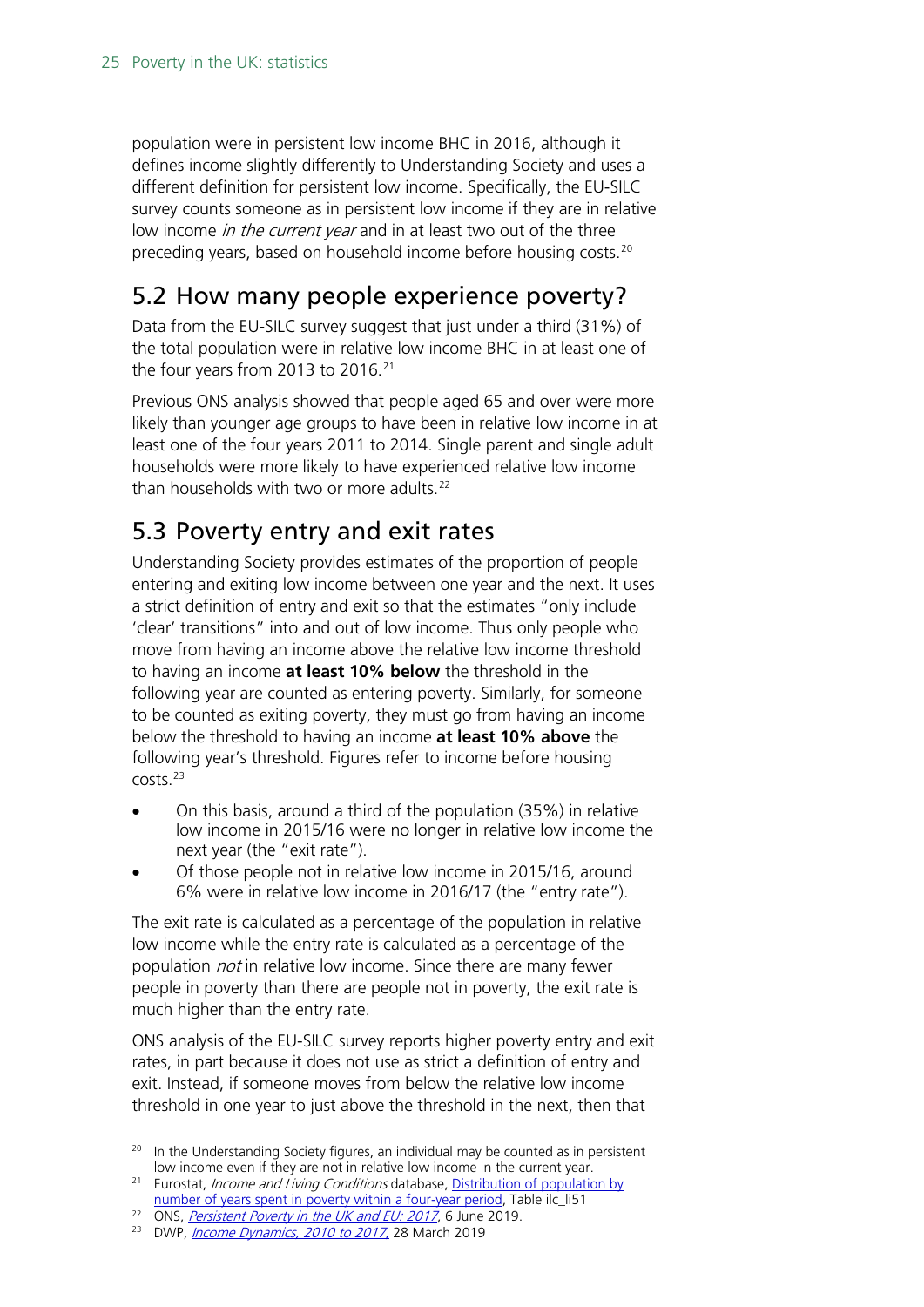population were in persistent low income BHC in 2016, although it defines income slightly differently to Understanding Society and uses a different definition for persistent low income. Specifically, the EU-SILC survey counts someone as in persistent low income if they are in relative low income *in the current year* and in at least two out of the three preceding years, based on household income before housing costs.[20]

## 5.2 How many people experience poverty?

Data from the EU-SILC survey suggest that just under a third (31%) of the total population were in relative low income BHC in at least one of the four years from 2013 to 2016.[21]

Previous ONS analysis showed that people aged 65 and over were more likely than younger age groups to have been in relative low income in at least one of the four years 2011 to 2014. Single parent and single adult households were more likely to have experienced relative low income than households with two or more adults.[22]

## 5.3 Poverty entry and exit rates

Understanding Society provides estimates of the proportion of people entering and exiting low income between one year and the next. It uses a strict definition of entry and exit so that the estimates "only include 'clear' transitions" into and out of low income. Thus only people who move from having an income above the relative low income threshold to having an income **at least 10% below** the threshold in the following year are counted as entering poverty. Similarly, for someone to be counted as exiting poverty, they must go from having an income below the threshold to having an income **at least 10% above** the following year's threshold. Figures refer to income before housing costs.[23]

- On this basis, around a third of the population (35%) in relative low income in 2015/16 were no longer in relative low income the next year (the "exit rate").
- Of those people not in relative low income in 2015/16, around 6% were in relative low income in 2016/17 (the "entry rate").

The exit rate is calculated as a percentage of the population in relative low income while the entry rate is calculated as a percentage of the population *not* in relative low income. Since there are many fewer people in poverty than there are people not in poverty, the exit rate is much higher than the entry rate.

ONS analysis of the EU-SILC survey reports higher poverty entry and exit rates, in part because it does not use as strict a definition of entry and exit. Instead, if someone moves from below the relative low income threshold in one year to just above the threshold in the next, then that

---

[20] In the Understanding Society figures, an individual may be counted as in persistent low income even if they are not in relative low income in the current year.

[21] Eurostat, *Income and Living Conditions* database, Distribution of population by number of years spent in poverty within a four-year period, Table ilc_li51

[22] ONS, *Persistent Poverty in the UK and EU: 2017*, 6 June 2019.

[23] DWP, *Income Dynamics, 2010 to 2017*, 28 March 2019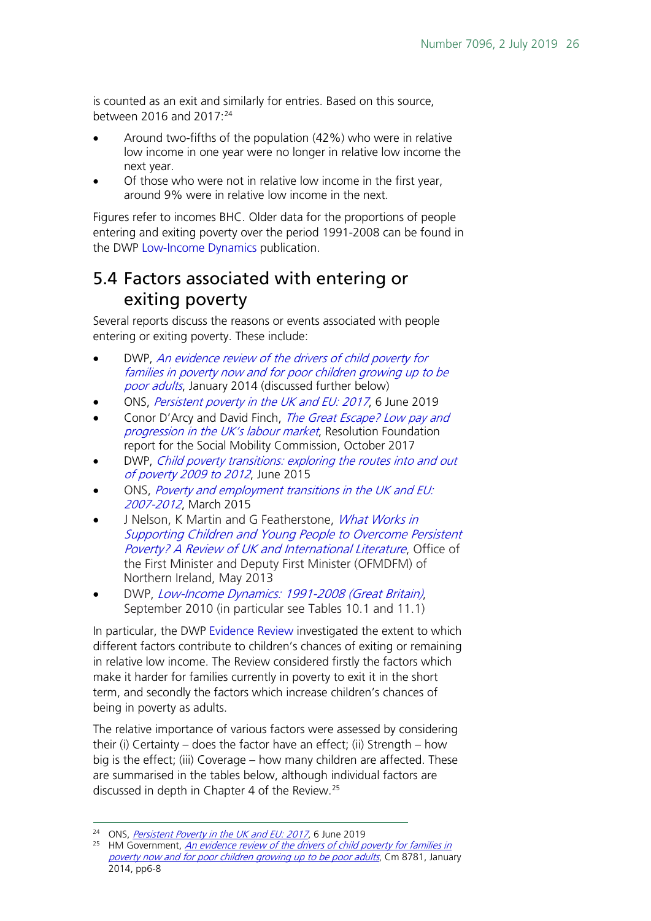is counted as an exit and similarly for entries. Based on this source, between 2016 and 2017:[24]

- Around two-fifths of the population (42%) who were in relative low income in one year were no longer in relative low income the next year.
- Of those who were not in relative low income in the first year, around 9% were in relative low income in the next.

Figures refer to incomes BHC. Older data for the proportions of people entering and exiting poverty over the period 1991-2008 can be found in the DWP Low-Income Dynamics publication.

## 5.4 Factors associated with entering or exiting poverty

Several reports discuss the reasons or events associated with people entering or exiting poverty. These include:

- DWP, *An evidence review of the drivers of child poverty for families in poverty now and for poor children growing up to be poor adults*, January 2014 (discussed further below)
- ONS, *Persistent poverty in the UK and EU: 2017*, 6 June 2019
- Conor D'Arcy and David Finch, *The Great Escape? Low pay and progression in the UK's labour market*, Resolution Foundation report for the Social Mobility Commission, October 2017
- DWP, *Child poverty transitions: exploring the routes into and out of poverty 2009 to 2012*, June 2015
- ONS, *Poverty and employment transitions in the UK and EU: 2007-2012*, March 2015
- J Nelson, K Martin and G Featherstone, *What Works in Supporting Children and Young People to Overcome Persistent Poverty? A Review of UK and International Literature*, Office of the First Minister and Deputy First Minister (OFMDFM) of Northern Ireland, May 2013
- DWP, *Low-Income Dynamics: 1991-2008 (Great Britain)*, September 2010 (in particular see Tables 10.1 and 11.1)

In particular, the DWP Evidence Review investigated the extent to which different factors contribute to children's chances of exiting or remaining in relative low income. The Review considered firstly the factors which make it harder for families currently in poverty to exit it in the short term, and secondly the factors which increase children's chances of being in poverty as adults.

The relative importance of various factors were assessed by considering their (i) Certainty – does the factor have an effect; (ii) Strength – how big is the effect; (iii) Coverage – how many children are affected. These are summarised in the tables below, although individual factors are discussed in depth in Chapter 4 of the Review.[25]

---

[24] ONS, *Persistent Poverty in the UK and EU: 2017*, 6 June 2019

[25] HM Government, *An evidence review of the drivers of child poverty for families in poverty now and for poor children growing up to be poor adults*, Cm 8781, January 2014, pp6-8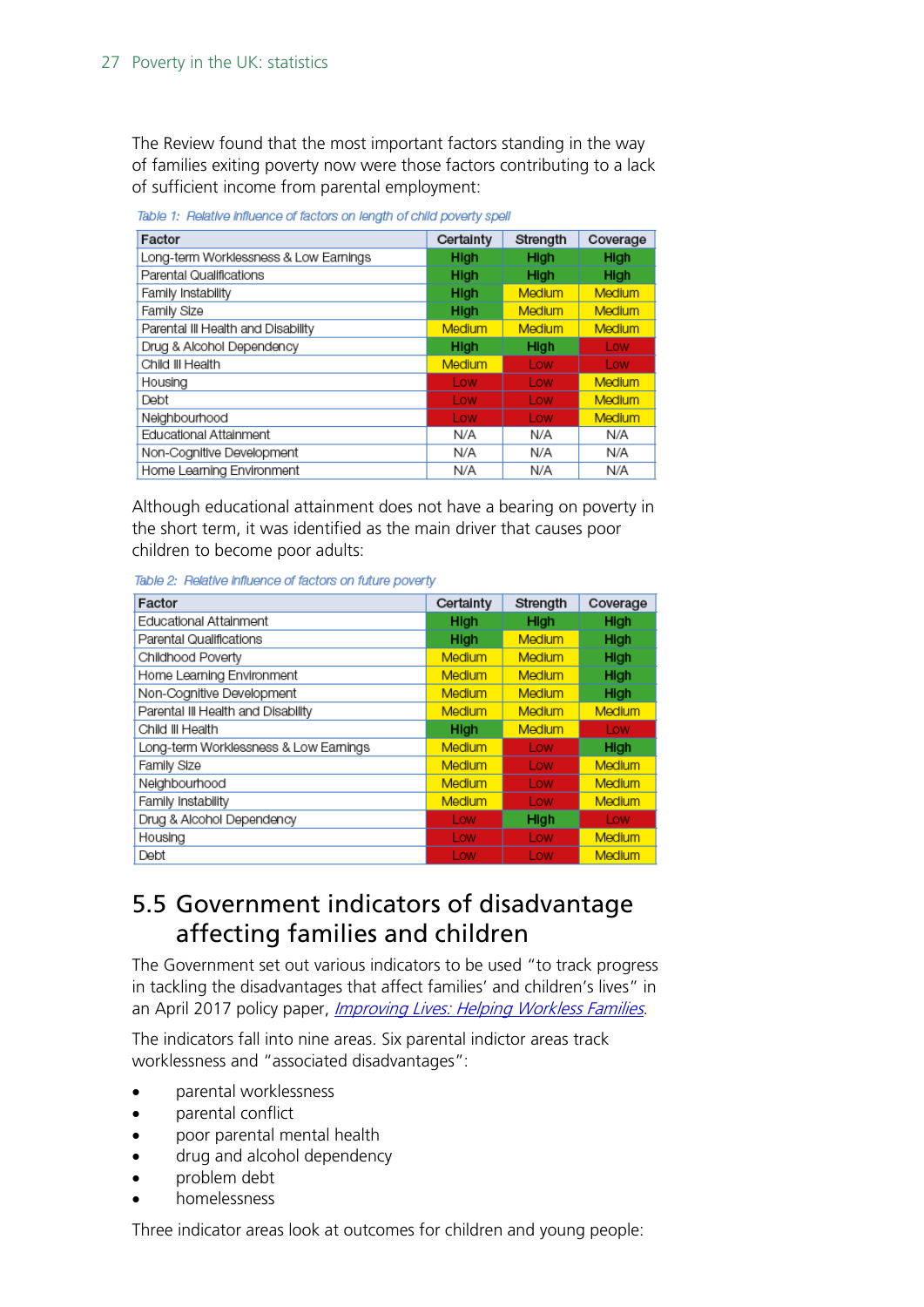The Review found that the most important factors standing in the way of families exiting poverty now were those factors contributing to a lack of sufficient income from parental employment:

*Table 1: Relative influence of factors on length of child poverty spell*

| Factor | Certainty | Strength | Coverage |
|---|---|---|---|
| Long-term Worklessness & Low Earnings | High | High | High |
| Parental Qualifications | High | High | High |
| Family Instability | High | Medium | Medium |
| Family Size | High | Medium | Medium |
| Parental Ill Health and Disability | Medium | Medium | Medium |
| Drug & Alcohol Dependency | High | High | Low |
| Child Ill Health | Medium | Low | Low |
| Housing | Low | Low | Medium |
| Debt | Low | Low | Medium |
| Neighbourhood | Low | Low | Medium |
| Educational Attainment | N/A | N/A | N/A |
| Non-Cognitive Development | N/A | N/A | N/A |
| Home Learning Environment | N/A | N/A | N/A |

Although educational attainment does not have a bearing on poverty in the short term, it was identified as the main driver that causes poor children to become poor adults:

*Table 2: Relative influence of factors on future poverty*

| Factor | Certainty | Strength | Coverage |
|---|---|---|---|
| Educational Attainment | High | High | High |
| Parental Qualifications | High | Medium | High |
| Childhood Poverty | Medium | Medium | High |
| Home Learning Environment | Medium | Medium | High |
| Non-Cognitive Development | Medium | Medium | High |
| Parental Ill Health and Disability | Medium | Medium | Medium |
| Child Ill Health | High | Medium | Low |
| Long-term Worklessness & Low Earnings | Medium | Low | High |
| Family Size | Medium | Low | Medium |
| Neighbourhood | Medium | Low | Medium |
| Family Instability | Medium | Low | Medium |
| Drug & Alcohol Dependency | Low | High | Low |
| Housing | Low | Low | Medium |
| Debt | Low | Low | Medium |

## 5.5 Government indicators of disadvantage affecting families and children

The Government set out various indicators to be used "to track progress in tackling the disadvantages that affect families' and children's lives" in an April 2017 policy paper, *Improving Lives: Helping Workless Families*.

The indicators fall into nine areas. Six parental indictor areas track worklessness and "associated disadvantages":

- parental worklessness
- parental conflict
- poor parental mental health
- drug and alcohol dependency
- problem debt
- homelessness

Three indicator areas look at outcomes for children and young people: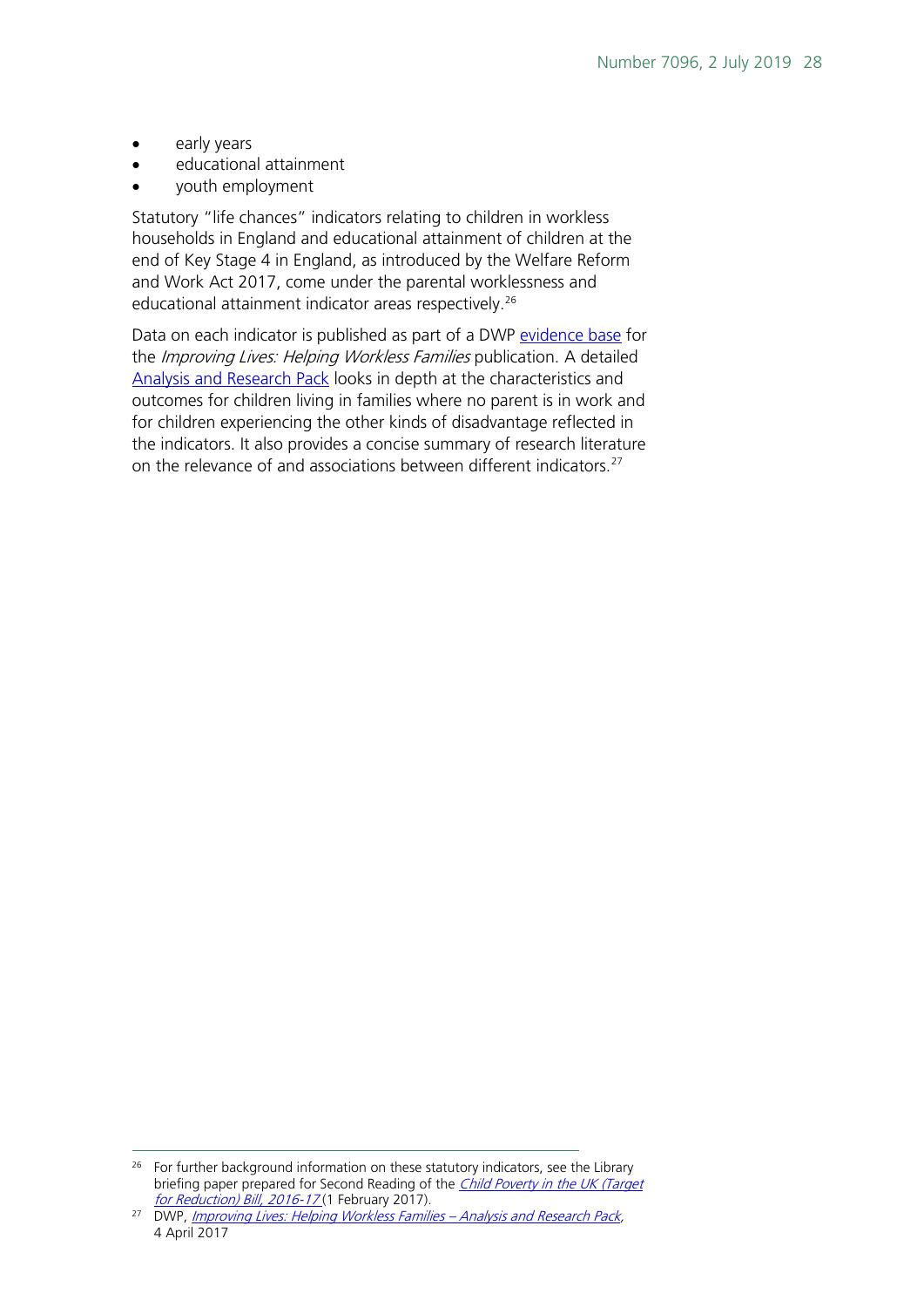- early years
- educational attainment
- youth employment

Statutory "life chances" indicators relating to children in workless households in England and educational attainment of children at the end of Key Stage 4 in England, as introduced by the Welfare Reform and Work Act 2017, come under the parental worklessness and educational attainment indicator areas respectively.[26]

Data on each indicator is published as part of a DWP evidence base for the *Improving Lives: Helping Workless Families* publication. A detailed Analysis and Research Pack looks in depth at the characteristics and outcomes for children living in families where no parent is in work and for children experiencing the other kinds of disadvantage reflected in the indicators. It also provides a concise summary of research literature on the relevance of and associations between different indicators.[27]

---

[26] For further background information on these statutory indicators, see the Library briefing paper prepared for Second Reading of the *Child Poverty in the UK (Target for Reduction) Bill, 2016-17* (1 February 2017).

[27] DWP, *Improving Lives: Helping Workless Families – Analysis and Research Pack*, 4 April 2017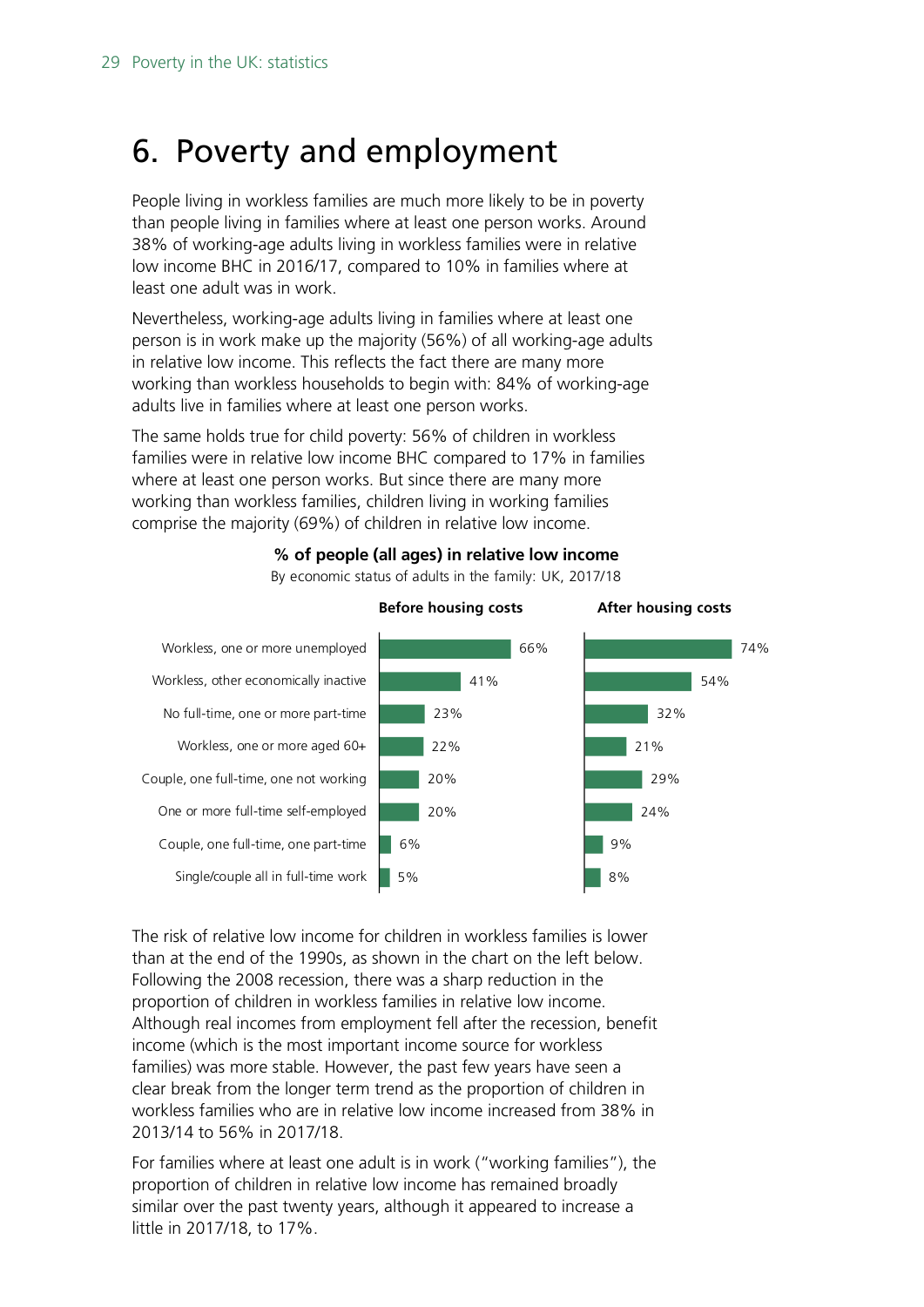# 6. Poverty and employment

People living in workless families are much more likely to be in poverty than people living in families where at least one person works. Around 38% of working-age adults living in workless families were in relative low income BHC in 2016/17, compared to 10% in families where at least one adult was in work.

Nevertheless, working-age adults living in families where at least one person is in work make up the majority (56%) of all working-age adults in relative low income. This reflects the fact there are many more working than workless households to begin with: 84% of working-age adults live in families where at least one person works.

The same holds true for child poverty: 56% of children in workless families were in relative low income BHC compared to 17% in families where at least one person works. But since there are many more working than workless families, children living in working families comprise the majority (69%) of children in relative low income.

**% of people (all ages) in relative low income**

By economic status of adults in the family: UK, 2017/18

| | Before housing costs | After housing costs |
|---|---|---|
| Workless, one or more unemployed | 66% | 74% |
| Workless, other economically inactive | 41% | 54% |
| No full-time, one or more part-time | 23% | 32% |
| Workless, one or more aged 60+ | 22% | 21% |
| Couple, one full-time, one not working | 20% | 29% |
| One or more full-time self-employed | 20% | 24% |
| Couple, one full-time, one part-time | 6% | 9% |
| Single/couple all in full-time work | 5% | 8% |

The risk of relative low income for children in workless families is lower than at the end of the 1990s, as shown in the chart on the left below. Following the 2008 recession, there was a sharp reduction in the proportion of children in workless families in relative low income. Although real incomes from employment fell after the recession, benefit income (which is the most important income source for workless families) was more stable. However, the past few years have seen a clear break from the longer term trend as the proportion of children in workless families who are in relative low income increased from 38% in 2013/14 to 56% in 2017/18.

For families where at least one adult is in work ("working families"), the proportion of children in relative low income has remained broadly similar over the past twenty years, although it appeared to increase a little in 2017/18, to 17%.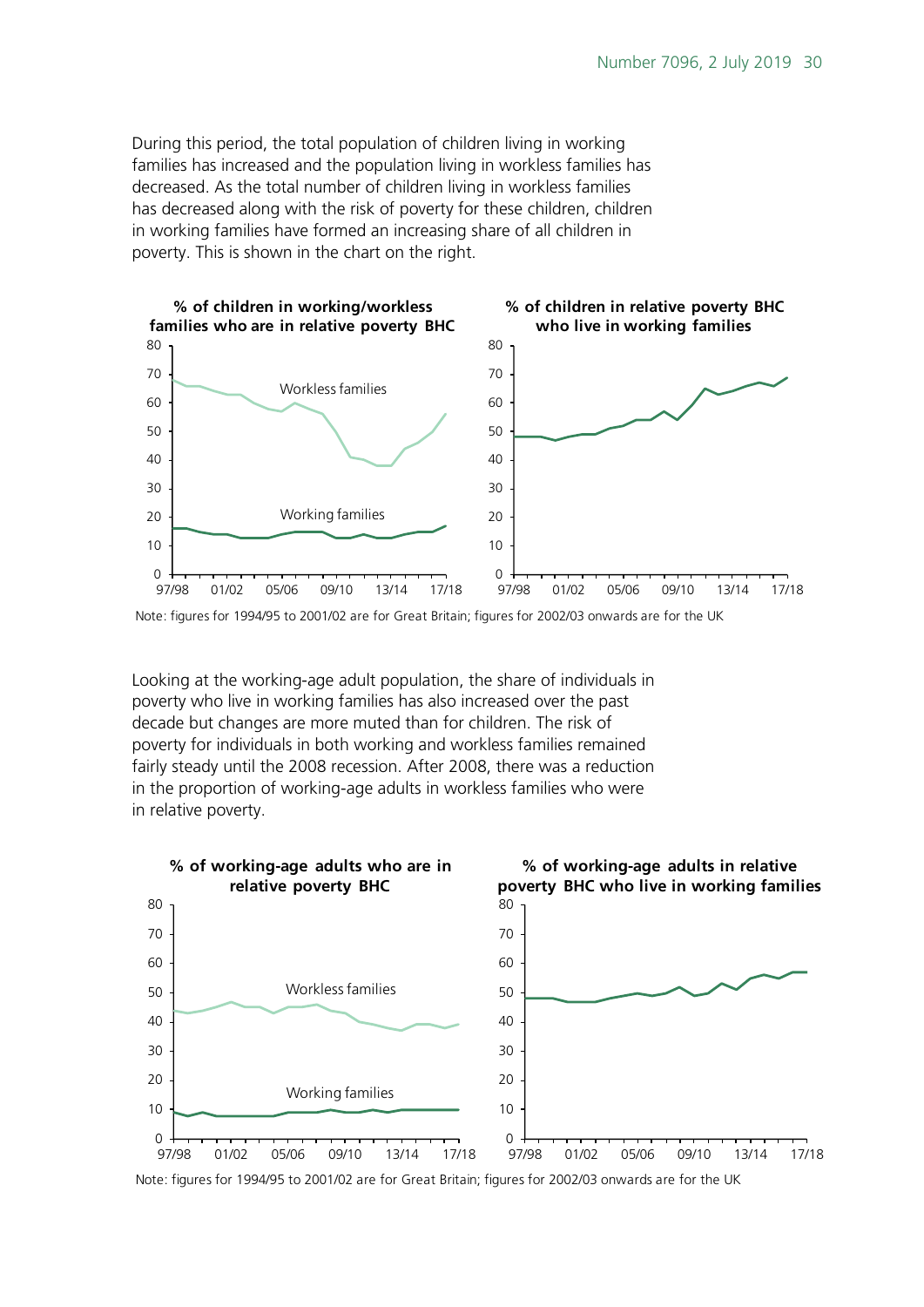During this period, the total population of children living in working families has increased and the population living in workless families has decreased. As the total number of children living in workless families has decreased along with the risk of poverty for these children, children in working families have formed an increasing share of all children in poverty. This is shown in the chart on the right.

**% of children in working/workless families who are in relative poverty BHC**

**% of children in relative poverty BHC who live in working families**

Note: figures for 1994/95 to 2001/02 are for Great Britain; figures for 2002/03 onwards are for the UK

Looking at the working-age adult population, the share of individuals in poverty who live in working families has also increased over the past decade but changes are more muted than for children. The risk of poverty for individuals in both working and workless families remained fairly steady until the 2008 recession. After 2008, there was a reduction in the proportion of working-age adults in workless families who were in relative poverty.

**% of working-age adults who are in relative poverty BHC**

**% of working-age adults in relative poverty BHC who live in working families**

Note: figures for 1994/95 to 2001/02 are for Great Britain; figures for 2002/03 onwards are for the UK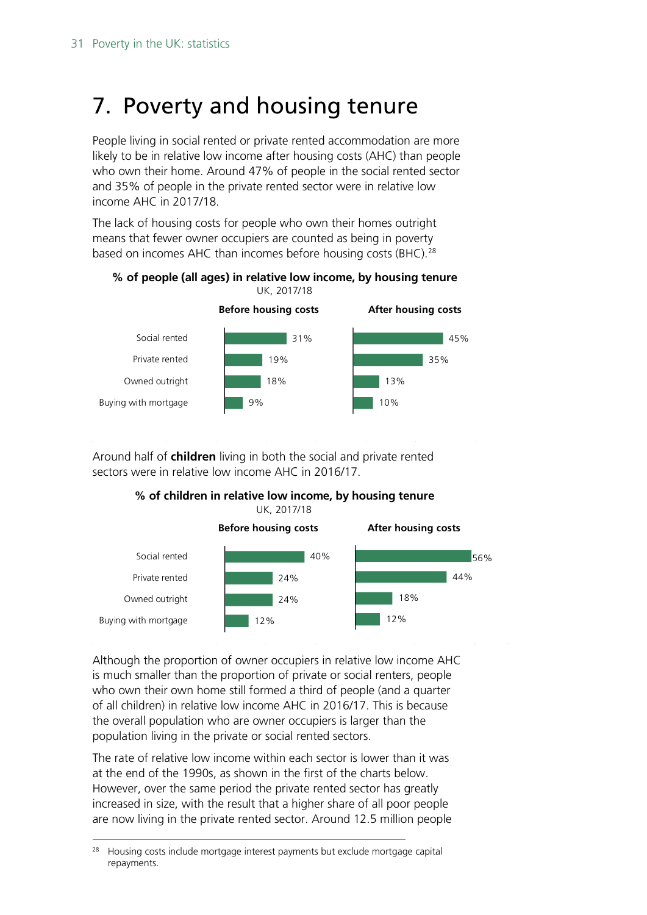# 7. Poverty and housing tenure

People living in social rented or private rented accommodation are more likely to be in relative low income after housing costs (AHC) than people who own their home. Around 47% of people in the social rented sector and 35% of people in the private rented sector were in relative low income AHC in 2017/18.

The lack of housing costs for people who own their homes outright means that fewer owner occupiers are counted as being in poverty based on incomes AHC than incomes before housing costs (BHC).[28]

**% of people (all ages) in relative low income, by housing tenure**
UK, 2017/18

| | Before housing costs | After housing costs |
|---|---|---|
| Social rented | 31% | 45% |
| Private rented | 19% | 35% |
| Owned outright | 18% | 13% |
| Buying with mortgage | 9% | 10% |

Around half of **children** living in both the social and private rented sectors were in relative low income AHC in 2016/17.

**% of children in relative low income, by housing tenure**
UK, 2017/18

| | Before housing costs | After housing costs |
|---|---|---|
| Social rented | 40% | 56% |
| Private rented | 24% | 44% |
| Owned outright | 24% | 18% |
| Buying with mortgage | 12% | 12% |

Although the proportion of owner occupiers in relative low income AHC is much smaller than the proportion of private or social renters, people who own their own home still formed a third of people (and a quarter of all children) in relative low income AHC in 2016/17. This is because the overall population who are owner occupiers is larger than the population living in the private or social rented sectors.

The rate of relative low income within each sector is lower than it was at the end of the 1990s, as shown in the first of the charts below. However, over the same period the private rented sector has greatly increased in size, with the result that a higher share of all poor people are now living in the private rented sector. Around 12.5 million people

[28] Housing costs include mortgage interest payments but exclude mortgage capital repayments.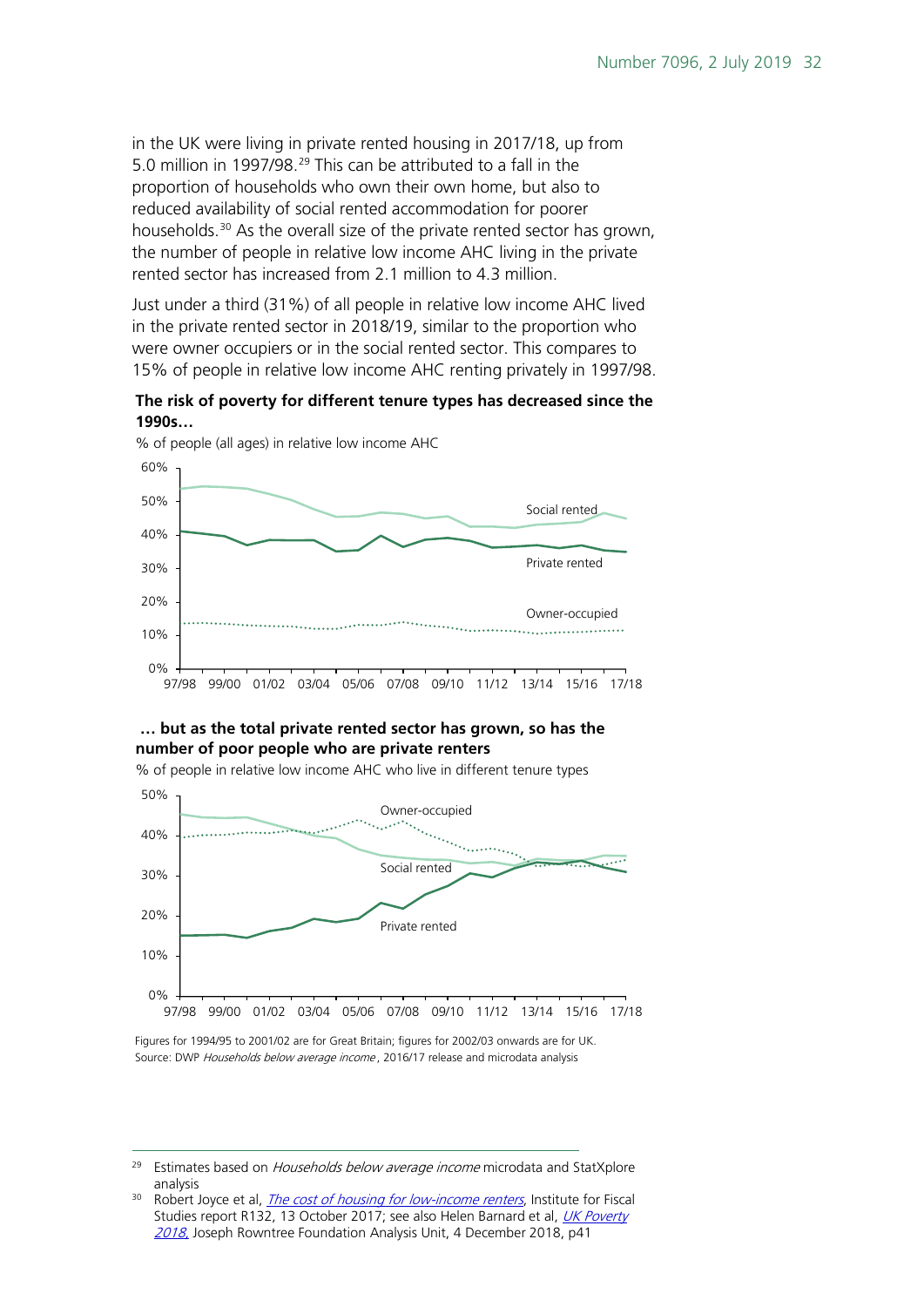in the UK were living in private rented housing in 2017/18, up from 5.0 million in 1997/98.[29] This can be attributed to a fall in the proportion of households who own their own home, but also to reduced availability of social rented accommodation for poorer households.[30] As the overall size of the private rented sector has grown, the number of people in relative low income AHC living in the private rented sector has increased from 2.1 million to 4.3 million.

Just under a third (31%) of all people in relative low income AHC lived in the private rented sector in 2018/19, similar to the proportion who were owner occupiers or in the social rented sector. This compares to 15% of people in relative low income AHC renting privately in 1997/98.

**The risk of poverty for different tenure types has decreased since the 1990s…**

% of people (all ages) in relative low income AHC

**… but as the total private rented sector has grown, so has the number of poor people who are private renters**

% of people in relative low income AHC who live in different tenure types

Figures for 1994/95 to 2001/02 are for Great Britain; figures for 2002/03 onwards are for UK.
Source: DWP *Households below average income*, 2016/17 release and microdata analysis

---

[29] Estimates based on *Households below average income* microdata and StatXplore analysis

[30] Robert Joyce et al, *The cost of housing for low-income renters*, Institute for Fiscal Studies report R132, 13 October 2017; see also Helen Barnard et al, *UK Poverty 2018*, Joseph Rowntree Foundation Analysis Unit, 4 December 2018, p41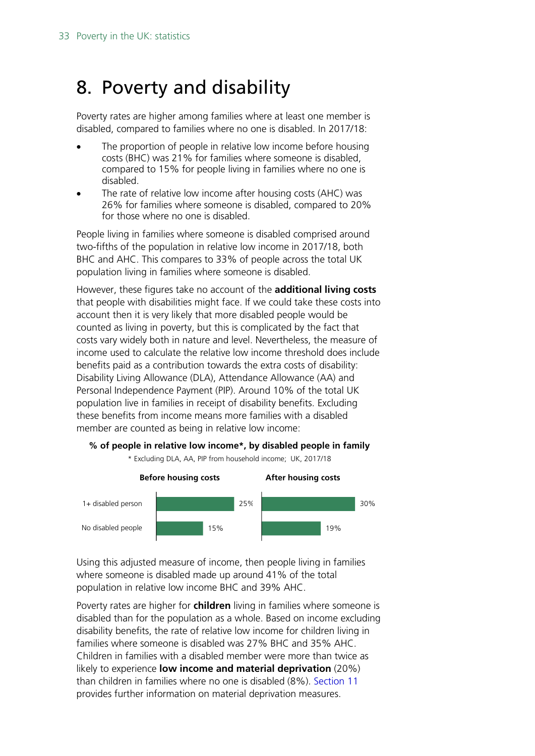# 8. Poverty and disability

Poverty rates are higher among families where at least one member is disabled, compared to families where no one is disabled. In 2017/18:

- The proportion of people in relative low income before housing costs (BHC) was 21% for families where someone is disabled, compared to 15% for people living in families where no one is disabled.
- The rate of relative low income after housing costs (AHC) was 26% for families where someone is disabled, compared to 20% for those where no one is disabled.

People living in families where someone is disabled comprised around two-fifths of the population in relative low income in 2017/18, both BHC and AHC. This compares to 33% of people across the total UK population living in families where someone is disabled.

However, these figures take no account of the **additional living costs** that people with disabilities might face. If we could take these costs into account then it is very likely that more disabled people would be counted as living in poverty, but this is complicated by the fact that costs vary widely both in nature and level. Nevertheless, the measure of income used to calculate the relative low income threshold does include benefits paid as a contribution towards the extra costs of disability: Disability Living Allowance (DLA), Attendance Allowance (AA) and Personal Independence Payment (PIP). Around 10% of the total UK population live in families in receipt of disability benefits. Excluding these benefits from income means more families with a disabled member are counted as being in relative low income:

**% of people in relative low income*, by disabled people in family**

* Excluding DLA, AA, PIP from household income; UK, 2017/18

| | Before housing costs | After housing costs |
|---|---|---|
| 1+ disabled person | 25% | 30% |
| No disabled people | 15% | 19% |

Using this adjusted measure of income, then people living in families where someone is disabled made up around 41% of the total population in relative low income BHC and 39% AHC.

Poverty rates are higher for **children** living in families where someone is disabled than for the population as a whole. Based on income excluding disability benefits, the rate of relative low income for children living in families where someone is disabled was 27% BHC and 35% AHC. Children in families with a disabled member were more than twice as likely to experience **low income and material deprivation** (20%) than children in families where no one is disabled (8%). Section 11 provides further information on material deprivation measures.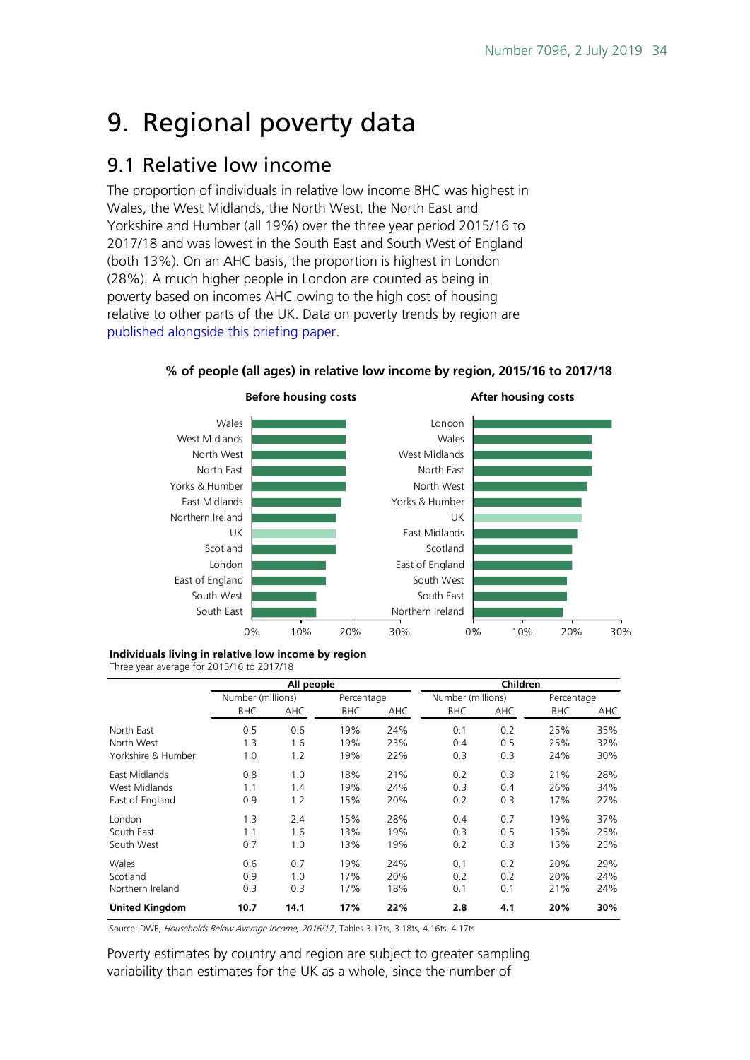# 9. Regional poverty data

## 9.1 Relative low income

The proportion of individuals in relative low income BHC was highest in Wales, the West Midlands, the North West, the North East and Yorkshire and Humber (all 19%) over the three year period 2015/16 to 2017/18 and was lowest in the South East and South West of England (both 13%). On an AHC basis, the proportion is highest in London (28%). A much higher people in London are counted as being in poverty based on incomes AHC owing to the high cost of housing relative to other parts of the UK. Data on poverty trends by region are published alongside this briefing paper.

**% of people (all ages) in relative low income by region, 2015/16 to 2017/18**

**Before housing costs**

Wales, West Midlands, North West, North East, Yorks & Humber, East Midlands, Northern Ireland, UK, Scotland, London, East of England, South West, South East

**After housing costs**

London, Wales, West Midlands, North East, North West, Yorks & Humber, UK, East Midlands, Scotland, East of England, South West, South East, Northern Ireland

**Individuals living in relative low income by region**
Three year average for 2015/16 to 2017/18

| | All people | | | | Children | | | |
|---|---|---|---|---|---|---|---|---|
| | Number (millions) | | Percentage | | Number (millions) | | Percentage | |
| | BHC | AHC | BHC | AHC | BHC | AHC | BHC | AHC |
| North East | 0.5 | 0.6 | 19% | 24% | 0.1 | 0.2 | 25% | 35% |
| North West | 1.3 | 1.6 | 19% | 23% | 0.4 | 0.5 | 25% | 32% |
| Yorkshire & Humber | 1.0 | 1.2 | 19% | 22% | 0.3 | 0.3 | 24% | 30% |
| East Midlands | 0.8 | 1.0 | 18% | 21% | 0.2 | 0.3 | 21% | 28% |
| West Midlands | 1.1 | 1.4 | 19% | 24% | 0.3 | 0.4 | 26% | 34% |
| East of England | 0.9 | 1.2 | 15% | 20% | 0.2 | 0.3 | 17% | 27% |
| London | 1.3 | 2.4 | 15% | 28% | 0.4 | 0.7 | 19% | 37% |
| South East | 1.1 | 1.6 | 13% | 19% | 0.3 | 0.5 | 15% | 25% |
| South West | 0.7 | 1.0 | 13% | 19% | 0.2 | 0.3 | 15% | 25% |
| Wales | 0.6 | 0.7 | 19% | 24% | 0.1 | 0.2 | 20% | 29% |
| Scotland | 0.9 | 1.0 | 17% | 20% | 0.2 | 0.2 | 20% | 24% |
| Northern Ireland | 0.3 | 0.3 | 17% | 18% | 0.1 | 0.1 | 21% | 24% |
| **United Kingdom** | **10.7** | **14.1** | **17%** | **22%** | **2.8** | **4.1** | **20%** | **30%** |

Source: DWP, *Households Below Average Income, 2016/17*, Tables 3.17ts, 3.18ts, 4.16ts, 4.17ts

Poverty estimates by country and region are subject to greater sampling variability than estimates for the UK as a whole, since the number of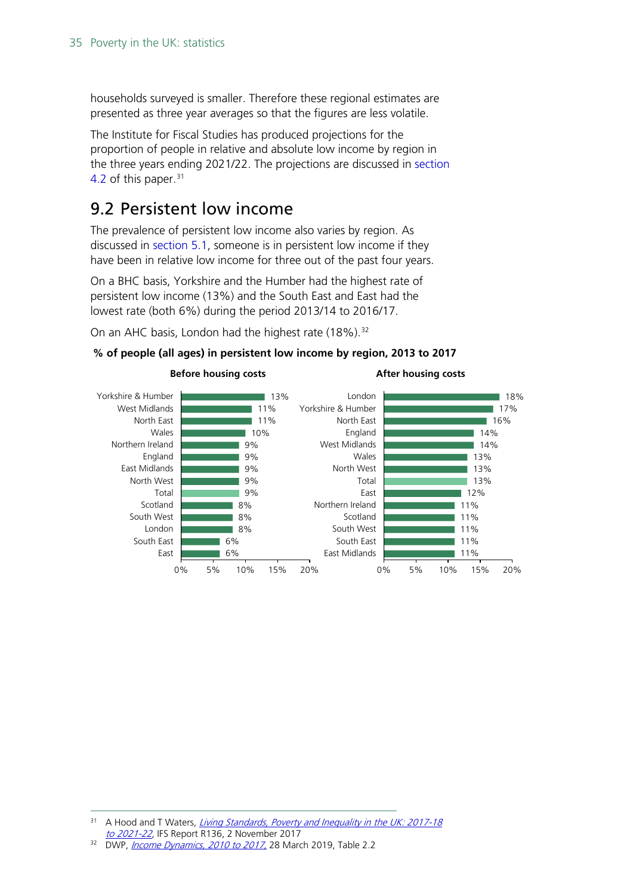households surveyed is smaller. Therefore these regional estimates are presented as three year averages so that the figures are less volatile.

The Institute for Fiscal Studies has produced projections for the proportion of people in relative and absolute low income by region in the three years ending 2021/22. The projections are discussed in section 4.2 of this paper.[31]

## 9.2 Persistent low income

The prevalence of persistent low income also varies by region. As discussed in section 5.1, someone is in persistent low income if they have been in relative low income for three out of the past four years.

On a BHC basis, Yorkshire and the Humber had the highest rate of persistent low income (13%) and the South East and East had the lowest rate (both 6%) during the period 2013/14 to 2016/17.

On an AHC basis, London had the highest rate (18%).[32]

**% of people (all ages) in persistent low income by region, 2013 to 2017**

**Before housing costs**

| Region | % |
|---|---|
| Yorkshire & Humber | 13% |
| West Midlands | 11% |
| North East | 11% |
| Wales | 10% |
| Northern Ireland | 9% |
| England | 9% |
| East Midlands | 9% |
| North West | 9% |
| Total | 9% |
| Scotland | 8% |
| South West | 8% |
| London | 8% |
| South East | 6% |
| East | 6% |

**After housing costs**

| Region | % |
|---|---|
| London | 18% |
| Yorkshire & Humber | 17% |
| North East | 16% |
| England | 14% |
| West Midlands | 14% |
| Wales | 13% |
| North West | 13% |
| Total | 13% |
| East | 12% |
| Northern Ireland | 11% |
| Scotland | 11% |
| South West | 11% |
| South East | 11% |
| East Midlands | 11% |

---

[31] A Hood and T Waters, *Living Standards, Poverty and Inequality in the UK: 2017-18 to 2021-22*, IFS Report R136, 2 November 2017

[32] DWP, *Income Dynamics, 2010 to 2017*, 28 March 2019, Table 2.2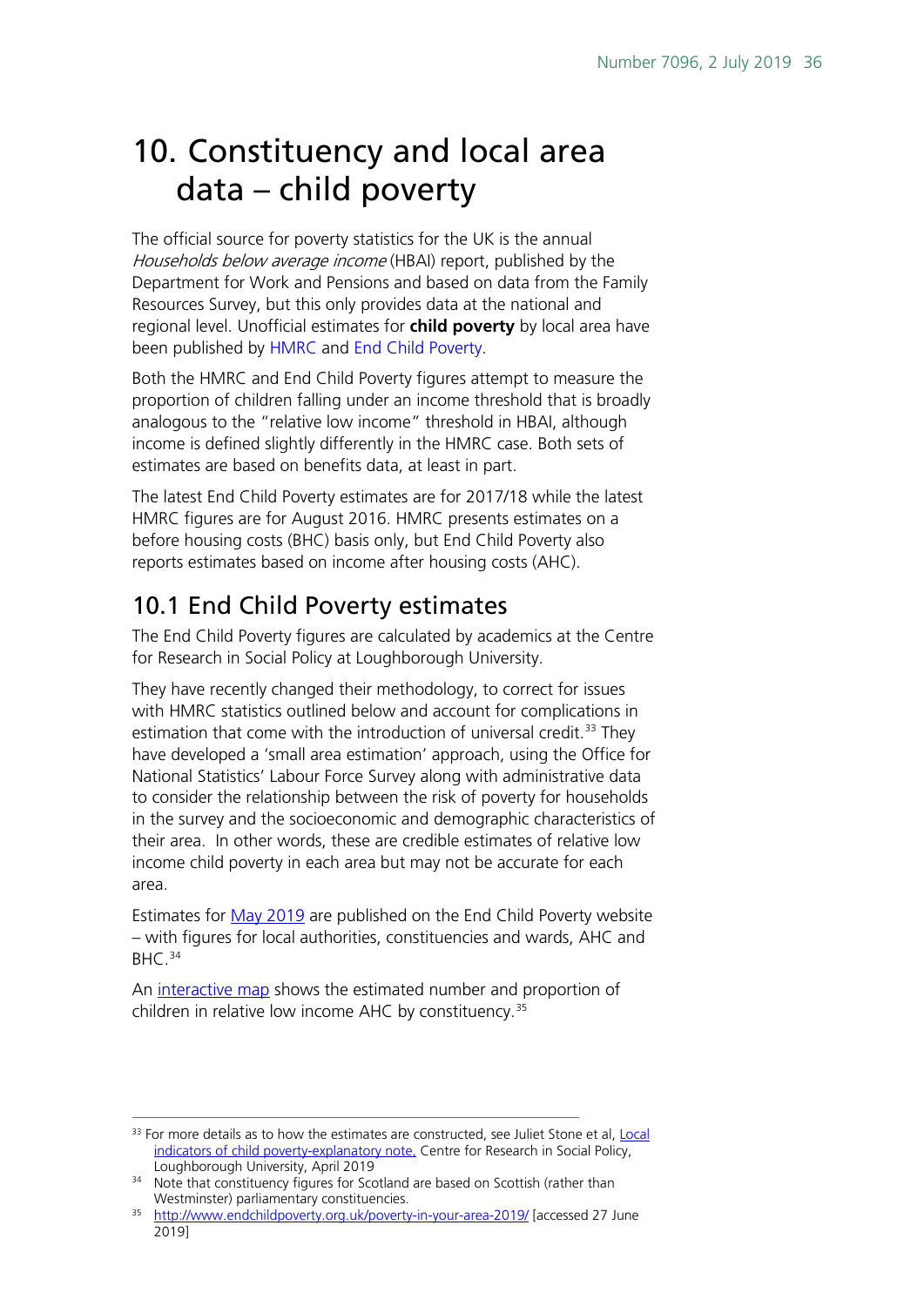# 10. Constituency and local area data – child poverty

The official source for poverty statistics for the UK is the annual *Households below average income* (HBAI) report, published by the Department for Work and Pensions and based on data from the Family Resources Survey, but this only provides data at the national and regional level. Unofficial estimates for **child poverty** by local area have been published by HMRC and End Child Poverty.

Both the HMRC and End Child Poverty figures attempt to measure the proportion of children falling under an income threshold that is broadly analogous to the "relative low income" threshold in HBAI, although income is defined slightly differently in the HMRC case. Both sets of estimates are based on benefits data, at least in part.

The latest End Child Poverty estimates are for 2017/18 while the latest HMRC figures are for August 2016. HMRC presents estimates on a before housing costs (BHC) basis only, but End Child Poverty also reports estimates based on income after housing costs (AHC).

## 10.1 End Child Poverty estimates

The End Child Poverty figures are calculated by academics at the Centre for Research in Social Policy at Loughborough University.

They have recently changed their methodology, to correct for issues with HMRC statistics outlined below and account for complications in estimation that come with the introduction of universal credit.[33] They have developed a 'small area estimation' approach, using the Office for National Statistics' Labour Force Survey along with administrative data to consider the relationship between the risk of poverty for households in the survey and the socioeconomic and demographic characteristics of their area. In other words, these are credible estimates of relative low income child poverty in each area but may not be accurate for each area.

Estimates for May 2019 are published on the End Child Poverty website – with figures for local authorities, constituencies and wards, AHC and BHC.[34]

An interactive map shows the estimated number and proportion of children in relative low income AHC by constituency.[35]

---

[33] For more details as to how the estimates are constructed, see Juliet Stone et al, Local indicators of child poverty-explanatory note, Centre for Research in Social Policy, Loughborough University, April 2019

[34] Note that constituency figures for Scotland are based on Scottish (rather than Westminster) parliamentary constituencies.

[35] http://www.endchildpoverty.org.uk/poverty-in-your-area-2019/ [accessed 27 June 2019]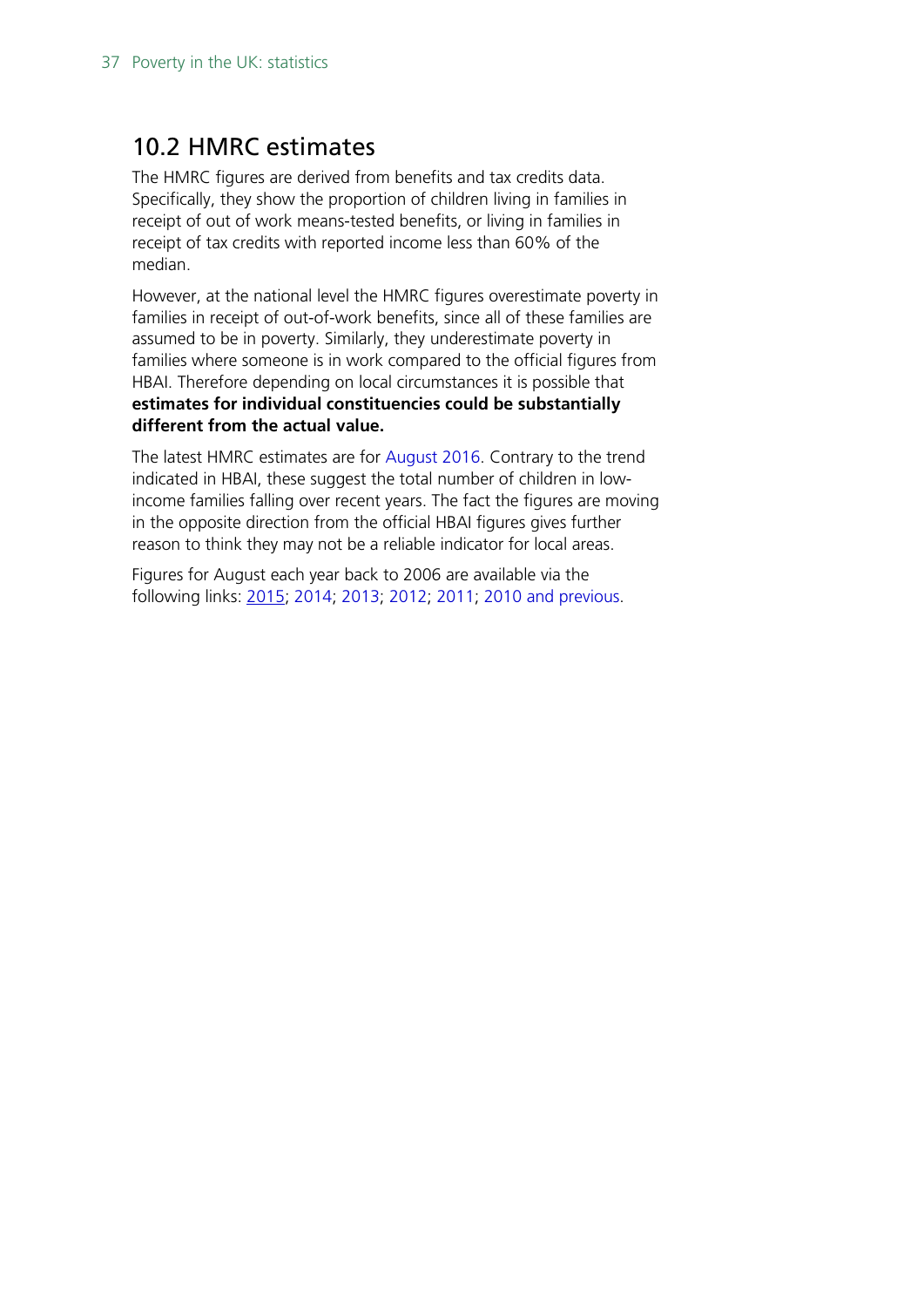## 10.2 HMRC estimates

The HMRC figures are derived from benefits and tax credits data. Specifically, they show the proportion of children living in families in receipt of out of work means-tested benefits, or living in families in receipt of tax credits with reported income less than 60% of the median.

However, at the national level the HMRC figures overestimate poverty in families in receipt of out-of-work benefits, since all of these families are assumed to be in poverty. Similarly, they underestimate poverty in families where someone is in work compared to the official figures from HBAI. Therefore depending on local circumstances it is possible that **estimates for individual constituencies could be substantially different from the actual value.**

The latest HMRC estimates are for August 2016. Contrary to the trend indicated in HBAI, these suggest the total number of children in low-income families falling over recent years. The fact the figures are moving in the opposite direction from the official HBAI figures gives further reason to think they may not be a reliable indicator for local areas.

Figures for August each year back to 2006 are available via the following links: 2015; 2014; 2013; 2012; 2011; 2010 and previous.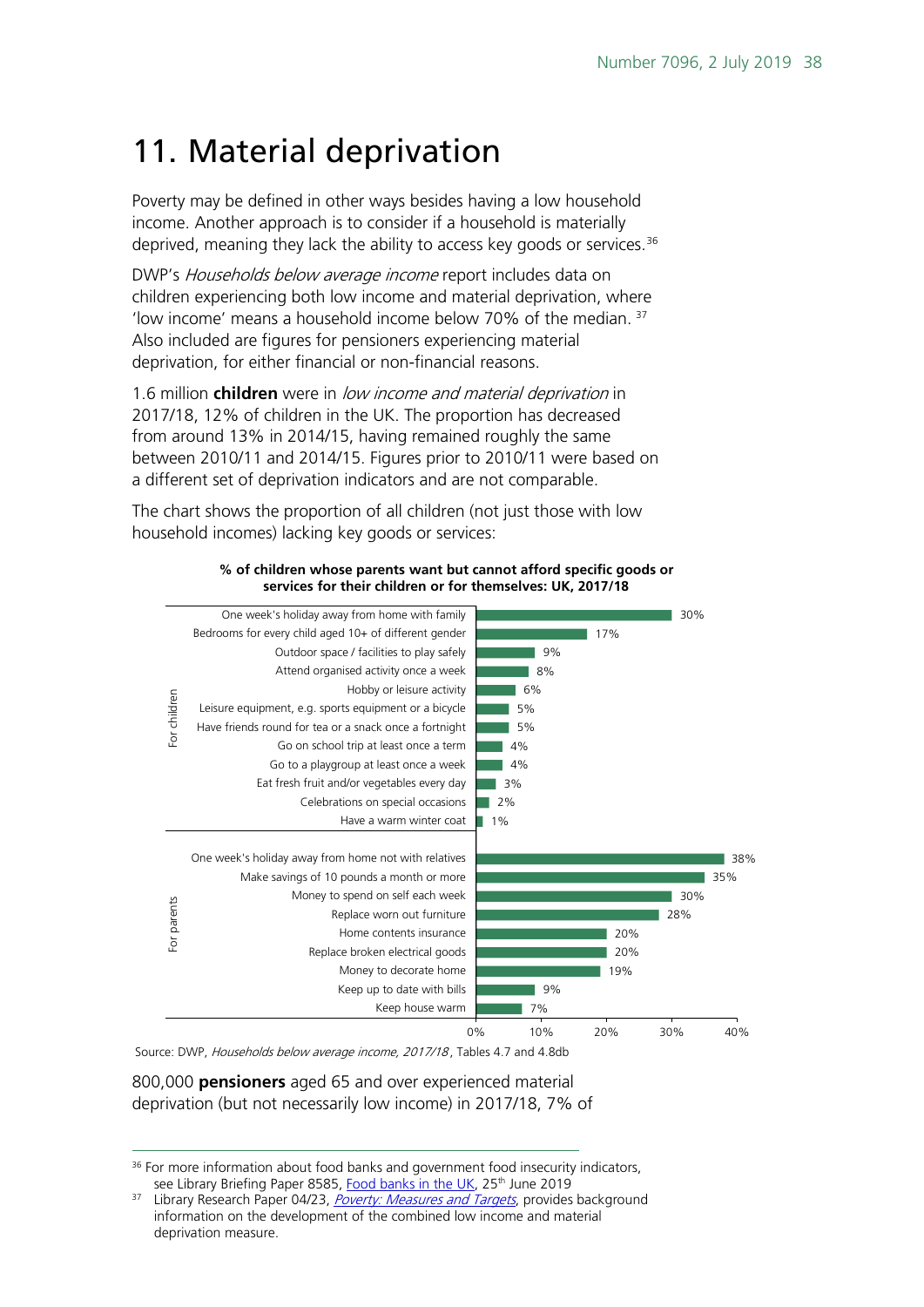# 11. Material deprivation

Poverty may be defined in other ways besides having a low household income. Another approach is to consider if a household is materially deprived, meaning they lack the ability to access key goods or services.[36]

DWP's *Households below average income* report includes data on children experiencing both low income and material deprivation, where 'low income' means a household income below 70% of the median. [37] Also included are figures for pensioners experiencing material deprivation, for either financial or non-financial reasons.

1.6 million **children** were in *low income and material deprivation* in 2017/18, 12% of children in the UK. The proportion has decreased from around 13% in 2014/15, having remained roughly the same between 2010/11 and 2014/15. Figures prior to 2010/11 were based on a different set of deprivation indicators and are not comparable.

The chart shows the proportion of all children (not just those with low household incomes) lacking key goods or services:

**% of children whose parents want but cannot afford specific goods or services for their children or for themselves: UK, 2017/18**

| | Item | % |
|---|---|---|
| For children | One week's holiday away from home with family | 30% |
| | Bedrooms for every child aged 10+ of different gender | 17% |
| | Outdoor space / facilities to play safely | 9% |
| | Attend organised activity once a week | 8% |
| | Hobby or leisure activity | 6% |
| | Leisure equipment, e.g. sports equipment or a bicycle | 5% |
| | Have friends round for tea or a snack once a fortnight | 5% |
| | Go on school trip at least once a term | 4% |
| | Go to a playgroup at least once a week | 4% |
| | Eat fresh fruit and/or vegetables every day | 3% |
| | Celebrations on special occasions | 2% |
| | Have a warm winter coat | 1% |
| For parents | One week's holiday away from home not with relatives | 38% |
| | Make savings of 10 pounds a month or more | 35% |
| | Money to spend on self each week | 30% |
| | Replace worn out furniture | 28% |
| | Home contents insurance | 20% |
| | Replace broken electrical goods | 20% |
| | Money to decorate home | 19% |
| | Keep up to date with bills | 9% |
| | Keep house warm | 7% |

Source: DWP, *Households below average income, 2017/18*, Tables 4.7 and 4.8db

800,000 **pensioners** aged 65 and over experienced material deprivation (but not necessarily low income) in 2017/18, 7% of

[36] For more information about food banks and government food insecurity indicators, see Library Briefing Paper 8585, Food banks in the UK, 25th June 2019

[37] Library Research Paper 04/23, *Poverty: Measures and Targets*, provides background information on the development of the combined low income and material deprivation measure.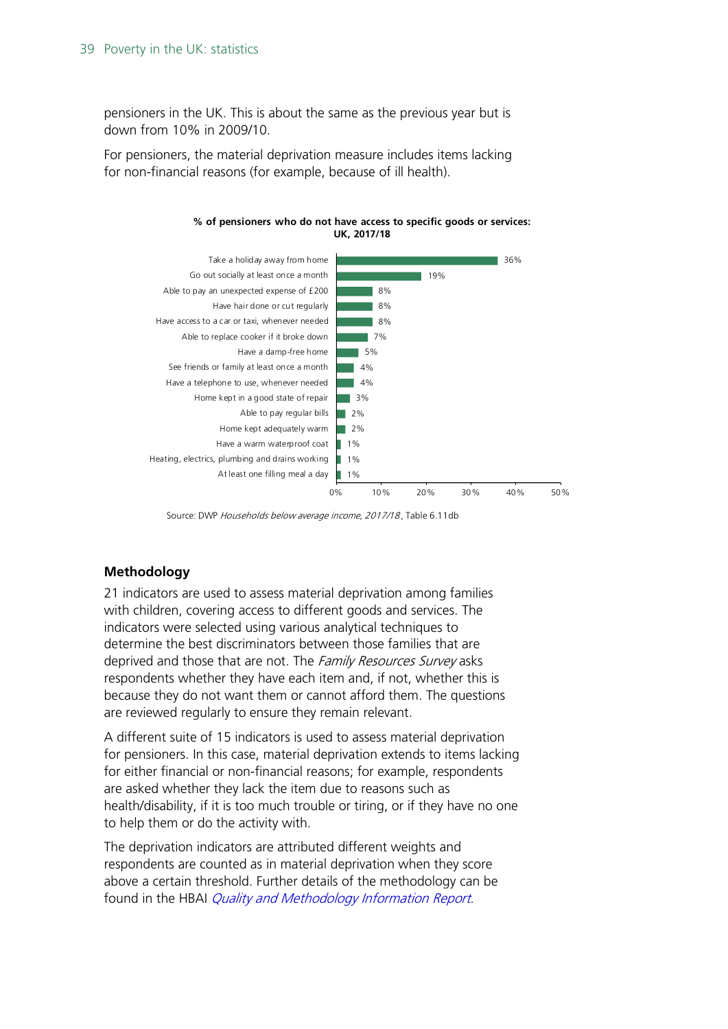pensioners in the UK. This is about the same as the previous year but is down from 10% in 2009/10.

For pensioners, the material deprivation measure includes items lacking for non-financial reasons (for example, because of ill health).

**% of pensioners who do not have access to specific goods or services: UK, 2017/18**

| Item | % |
|---|---|
| Take a holiday away from home | 36% |
| Go out socially at least once a month | 19% |
| Able to pay an unexpected expense of £200 | 8% |
| Have hair done or cut regularly | 8% |
| Have access to a car or taxi, whenever needed | 8% |
| Able to replace cooker if it broke down | 7% |
| Have a damp-free home | 5% |
| See friends or family at least once a month | 4% |
| Have a telephone to use, whenever needed | 4% |
| Home kept in a good state of repair | 3% |
| Able to pay regular bills | 2% |
| Home kept adequately warm | 2% |
| Have a warm waterproof coat | 1% |
| Heating, electrics, plumbing and drains working | 1% |
| At least one filling meal a day | 1% |

Source: DWP *Households below average income, 2017/18*, Table 6.11db

## Methodology

21 indicators are used to assess material deprivation among families with children, covering access to different goods and services. The indicators were selected using various analytical techniques to determine the best discriminators between those families that are deprived and those that are not. The *Family Resources Survey* asks respondents whether they have each item and, if not, whether this is because they do not want them or cannot afford them. The questions are reviewed regularly to ensure they remain relevant.

A different suite of 15 indicators is used to assess material deprivation for pensioners. In this case, material deprivation extends to items lacking for either financial or non-financial reasons; for example, respondents are asked whether they lack the item due to reasons such as health/disability, if it is too much trouble or tiring, or if they have no one to help them or do the activity with.

The deprivation indicators are attributed different weights and respondents are counted as in material deprivation when they score above a certain threshold. Further details of the methodology can be found in the HBAI *Quality and Methodology Information Report*.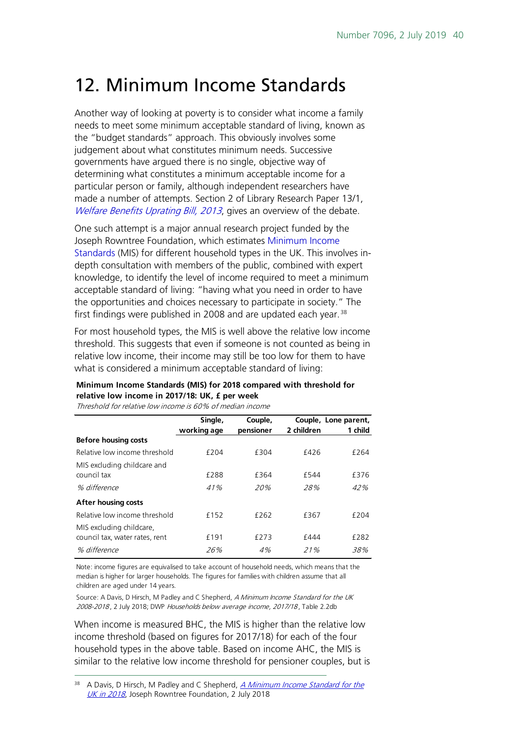# 12. Minimum Income Standards

Another way of looking at poverty is to consider what income a family needs to meet some minimum acceptable standard of living, known as the "budget standards" approach. This obviously involves some judgement about what constitutes minimum needs. Successive governments have argued there is no single, objective way of determining what constitutes a minimum acceptable income for a particular person or family, although independent researchers have made a number of attempts. Section 2 of Library Research Paper 13/1, *Welfare Benefits Uprating Bill, 2013*, gives an overview of the debate.

One such attempt is a major annual research project funded by the Joseph Rowntree Foundation, which estimates Minimum Income Standards (MIS) for different household types in the UK. This involves in-depth consultation with members of the public, combined with expert knowledge, to identify the level of income required to meet a minimum acceptable standard of living: "having what you need in order to have the opportunities and choices necessary to participate in society." The first findings were published in 2008 and are updated each year.[38]

For most household types, the MIS is well above the relative low income threshold. This suggests that even if someone is not counted as being in relative low income, their income may still be too low for them to have what is considered a minimum acceptable standard of living:

**Minimum Income Standards (MIS) for 2018 compared with threshold for relative low income in 2017/18: UK, £ per week**

*Threshold for relative low income is 60% of median income*

| | Single, working age | Couple, pensioner | Couple, 2 children | Lone parent, 1 child |
|---|---|---|---|---|
| **Before housing costs** | | | | |
| Relative low income threshold | £204 | £304 | £426 | £264 |
| MIS excluding childcare and council tax | £288 | £364 | £544 | £376 |
| *% difference* | *41%* | *20%* | *28%* | *42%* |
| **After housing costs** | | | | |
| Relative low income threshold | £152 | £262 | £367 | £204 |
| MIS excluding childcare, council tax, water rates, rent | £191 | £273 | £444 | £282 |
| *% difference* | *26%* | *4%* | *21%* | *38%* |

Note: income figures are equivalised to take account of household needs, which means that the median is higher for larger households. The figures for families with children assume that all children are aged under 14 years.

Source: A Davis, D Hirsch, M Padley and C Shepherd, *A Minimum Income Standard for the UK 2008-2018*, 2 July 2018; DWP *Households below average income, 2017/18*, Table 2.2db

When income is measured BHC, the MIS is higher than the relative low income threshold (based on figures for 2017/18) for each of the four household types in the above table. Based on income AHC, the MIS is similar to the relative low income threshold for pensioner couples, but is

[38] A Davis, D Hirsch, M Padley and C Shepherd, *A Minimum Income Standard for the UK in 2018*, Joseph Rowntree Foundation, 2 July 2018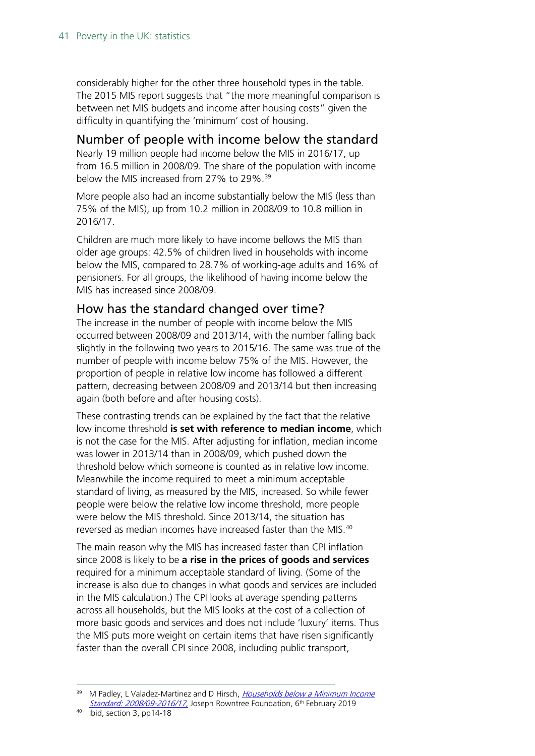considerably higher for the other three household types in the table. The 2015 MIS report suggests that "the more meaningful comparison is between net MIS budgets and income after housing costs" given the difficulty in quantifying the 'minimum' cost of housing.

## Number of people with income below the standard

Nearly 19 million people had income below the MIS in 2016/17, up from 16.5 million in 2008/09. The share of the population with income below the MIS increased from 27% to 29%.[39]

More people also had an income substantially below the MIS (less than 75% of the MIS), up from 10.2 million in 2008/09 to 10.8 million in 2016/17.

Children are much more likely to have income bellows the MIS than older age groups: 42.5% of children lived in households with income below the MIS, compared to 28.7% of working-age adults and 16% of pensioners. For all groups, the likelihood of having income below the MIS has increased since 2008/09.

## How has the standard changed over time?

The increase in the number of people with income below the MIS occurred between 2008/09 and 2013/14, with the number falling back slightly in the following two years to 2015/16. The same was true of the number of people with income below 75% of the MIS. However, the proportion of people in relative low income has followed a different pattern, decreasing between 2008/09 and 2013/14 but then increasing again (both before and after housing costs).

These contrasting trends can be explained by the fact that the relative low income threshold **is set with reference to median income**, which is not the case for the MIS. After adjusting for inflation, median income was lower in 2013/14 than in 2008/09, which pushed down the threshold below which someone is counted as in relative low income. Meanwhile the income required to meet a minimum acceptable standard of living, as measured by the MIS, increased. So while fewer people were below the relative low income threshold, more people were below the MIS threshold. Since 2013/14, the situation has reversed as median incomes have increased faster than the MIS.[40]

The main reason why the MIS has increased faster than CPI inflation since 2008 is likely to be **a rise in the prices of goods and services** required for a minimum acceptable standard of living. (Some of the increase is also due to changes in what goods and services are included in the MIS calculation.) The CPI looks at average spending patterns across all households, but the MIS looks at the cost of a collection of more basic goods and services and does not include 'luxury' items. Thus the MIS puts more weight on certain items that have risen significantly faster than the overall CPI since 2008, including public transport,

---

[39] M Padley, L Valadez-Martinez and D Hirsch, *Households below a Minimum Income Standard: 2008/09-2016/17*, Joseph Rowntree Foundation, 6th February 2019

[40] Ibid, section 3, pp14-18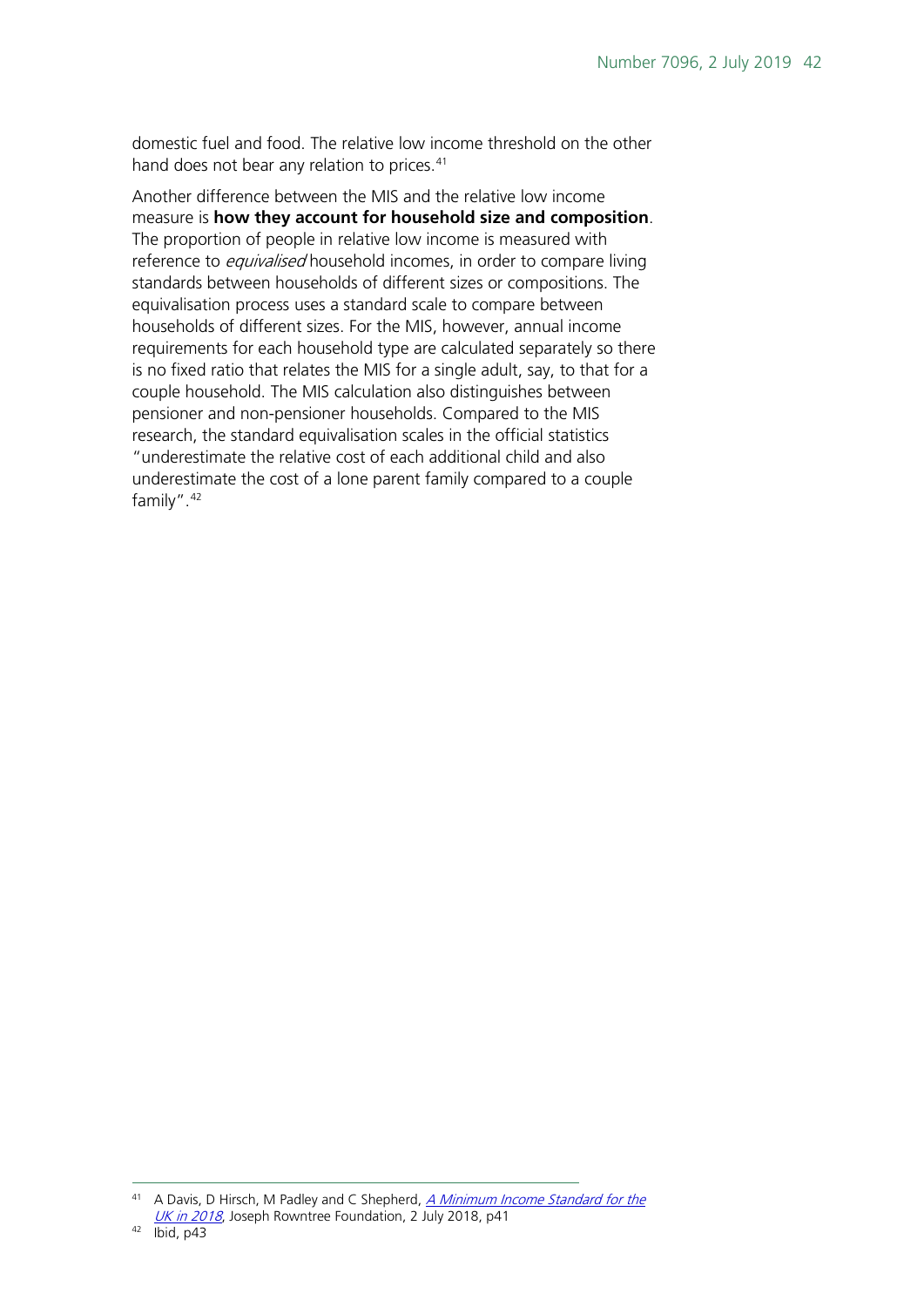domestic fuel and food. The relative low income threshold on the other hand does not bear any relation to prices.[41]

Another difference between the MIS and the relative low income measure is **how they account for household size and composition**. The proportion of people in relative low income is measured with reference to *equivalised* household incomes, in order to compare living standards between households of different sizes or compositions. The equivalisation process uses a standard scale to compare between households of different sizes. For the MIS, however, annual income requirements for each household type are calculated separately so there is no fixed ratio that relates the MIS for a single adult, say, to that for a couple household. The MIS calculation also distinguishes between pensioner and non-pensioner households. Compared to the MIS research, the standard equivalisation scales in the official statistics "underestimate the relative cost of each additional child and also underestimate the cost of a lone parent family compared to a couple family".[42]

---

[41] A Davis, D Hirsch, M Padley and C Shepherd, *A Minimum Income Standard for the UK in 2018*, Joseph Rowntree Foundation, 2 July 2018, p41

[42] Ibid, p43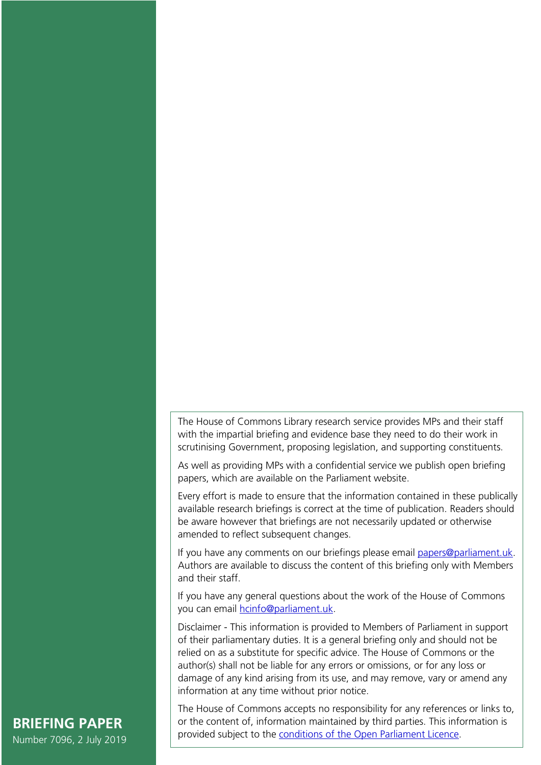The House of Commons Library research service provides MPs and their staff with the impartial briefing and evidence base they need to do their work in scrutinising Government, proposing legislation, and supporting constituents.

As well as providing MPs with a confidential service we publish open briefing papers, which are available on the Parliament website.

Every effort is made to ensure that the information contained in these publically available research briefings is correct at the time of publication. Readers should be aware however that briefings are not necessarily updated or otherwise amended to reflect subsequent changes.

If you have any comments on our briefings please email papers@parliament.uk. Authors are available to discuss the content of this briefing only with Members and their staff.

If you have any general questions about the work of the House of Commons you can email hcinfo@parliament.uk.

Disclaimer - This information is provided to Members of Parliament in support of their parliamentary duties. It is a general briefing only and should not be relied on as a substitute for specific advice. The House of Commons or the author(s) shall not be liable for any errors or omissions, or for any loss or damage of any kind arising from its use, and may remove, vary or amend any information at any time without prior notice.

The House of Commons accepts no responsibility for any references or links to, or the content of, information maintained by third parties. This information is provided subject to the conditions of the Open Parliament Licence.

**BRIEFING PAPER**

Number 7096, 2 July 2019